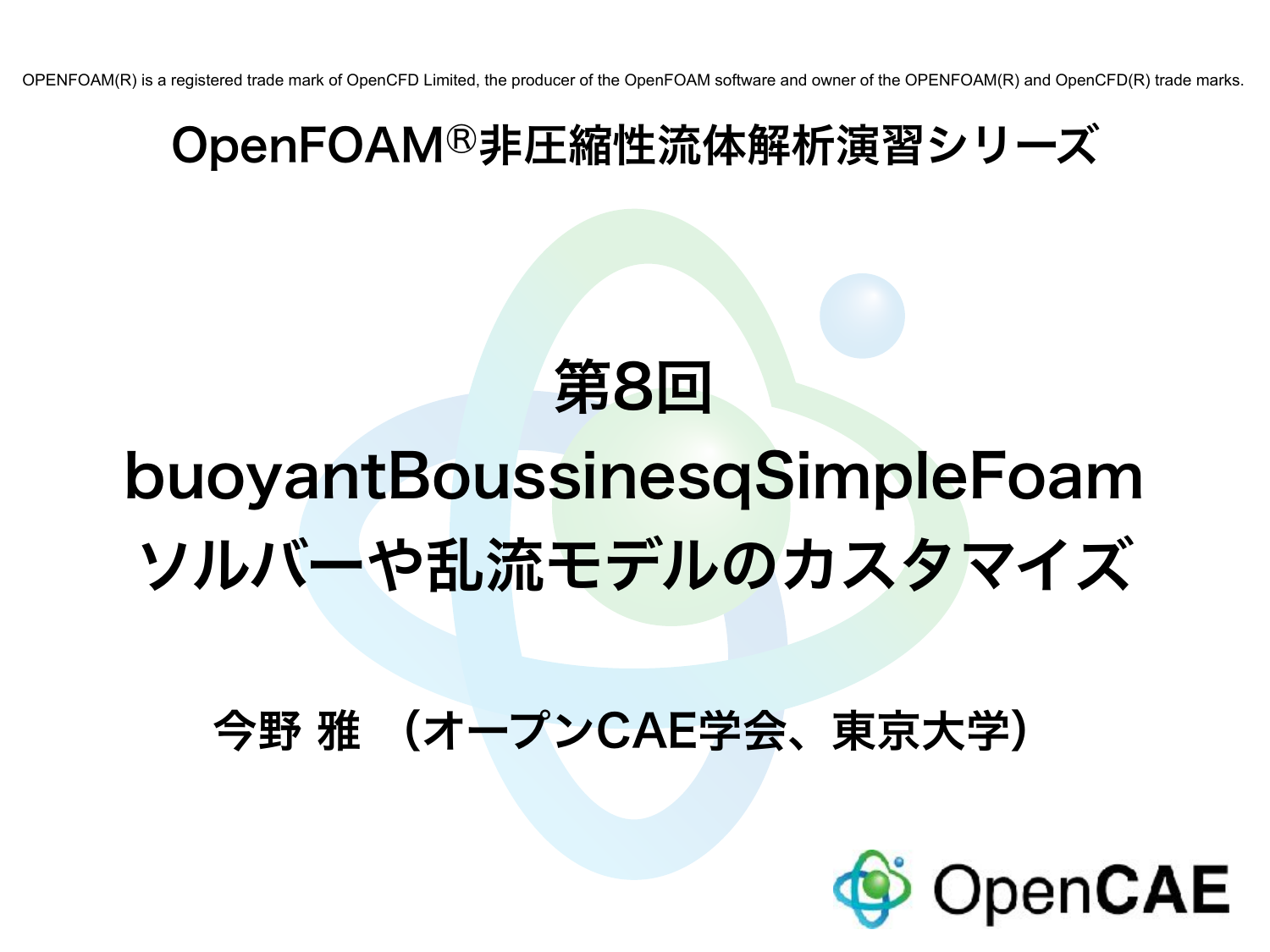OPENFOAM(R) is a registered trade mark of OpenCFD Limited, the producer of the OpenFOAM software and owner of the OPENFOAM(R) and OpenCFD(R) trade marks.

## OpenFOAM®非圧縮性流体解析演習シリーズ

# 第8回
# buoyantBoussinesqSimpleFoamソルバーや乱流モデルのカスタマイズ

**今野 雅　（オープンCAE学会、東京大学）**

OpenCAE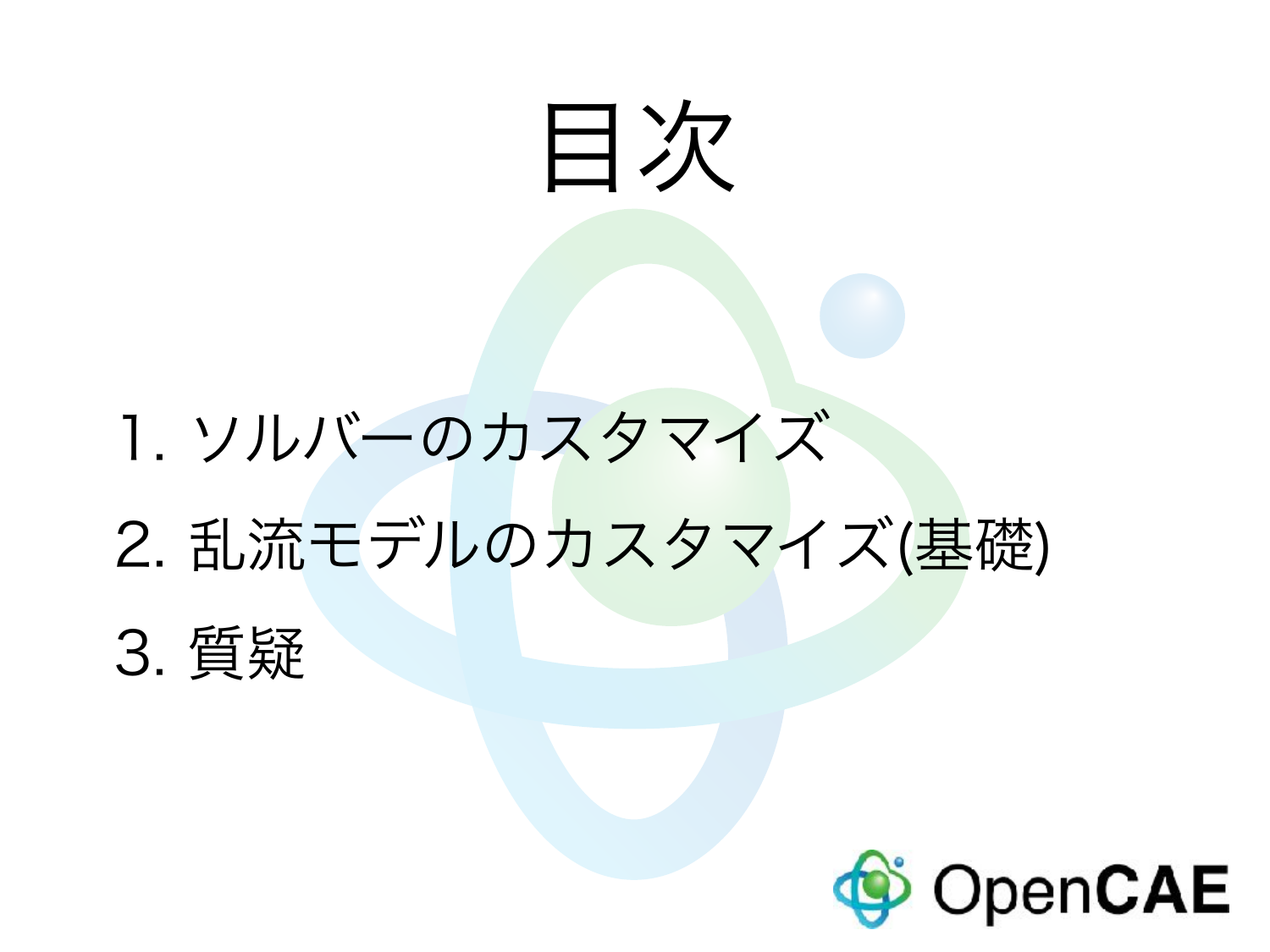# 目次

1. ソルバーのカスタマイズ
2. 乱流モデルのカスタマイズ(基礎)
3. 質疑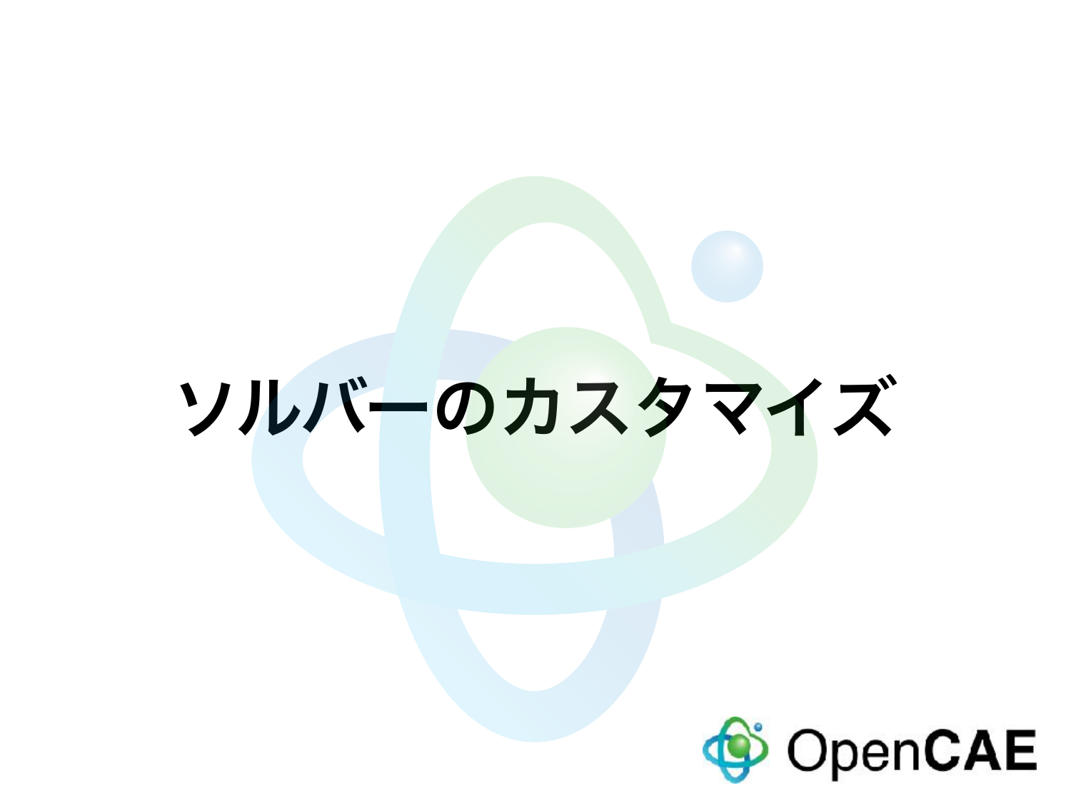# ソルバーのカスタマイズ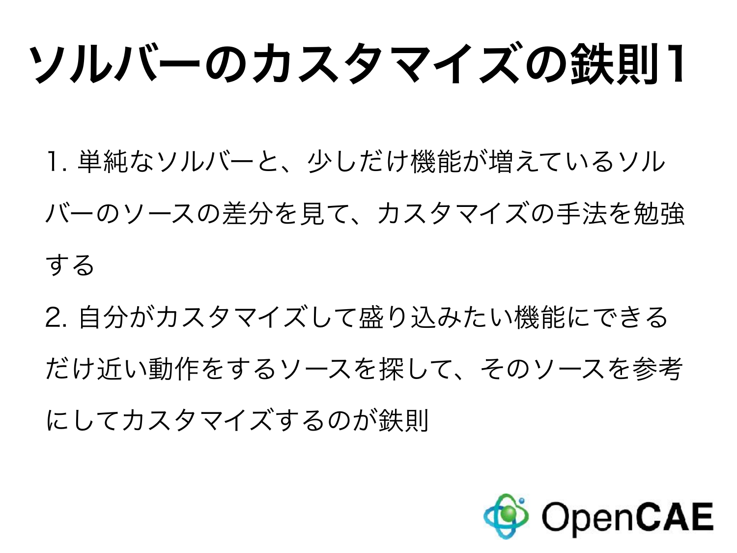# ソルバーのカスタマイズの鉄則1

1. 単純なソルバーと、少しだけ機能が増えているソルバーのソースの差分を見て、カスタマイズの手法を勉強する
2. 自分がカスタマイズして盛り込みたい機能にできるだけ近い動作をするソースを探して、そのソースを参考にしてカスタマイズするのが鉄則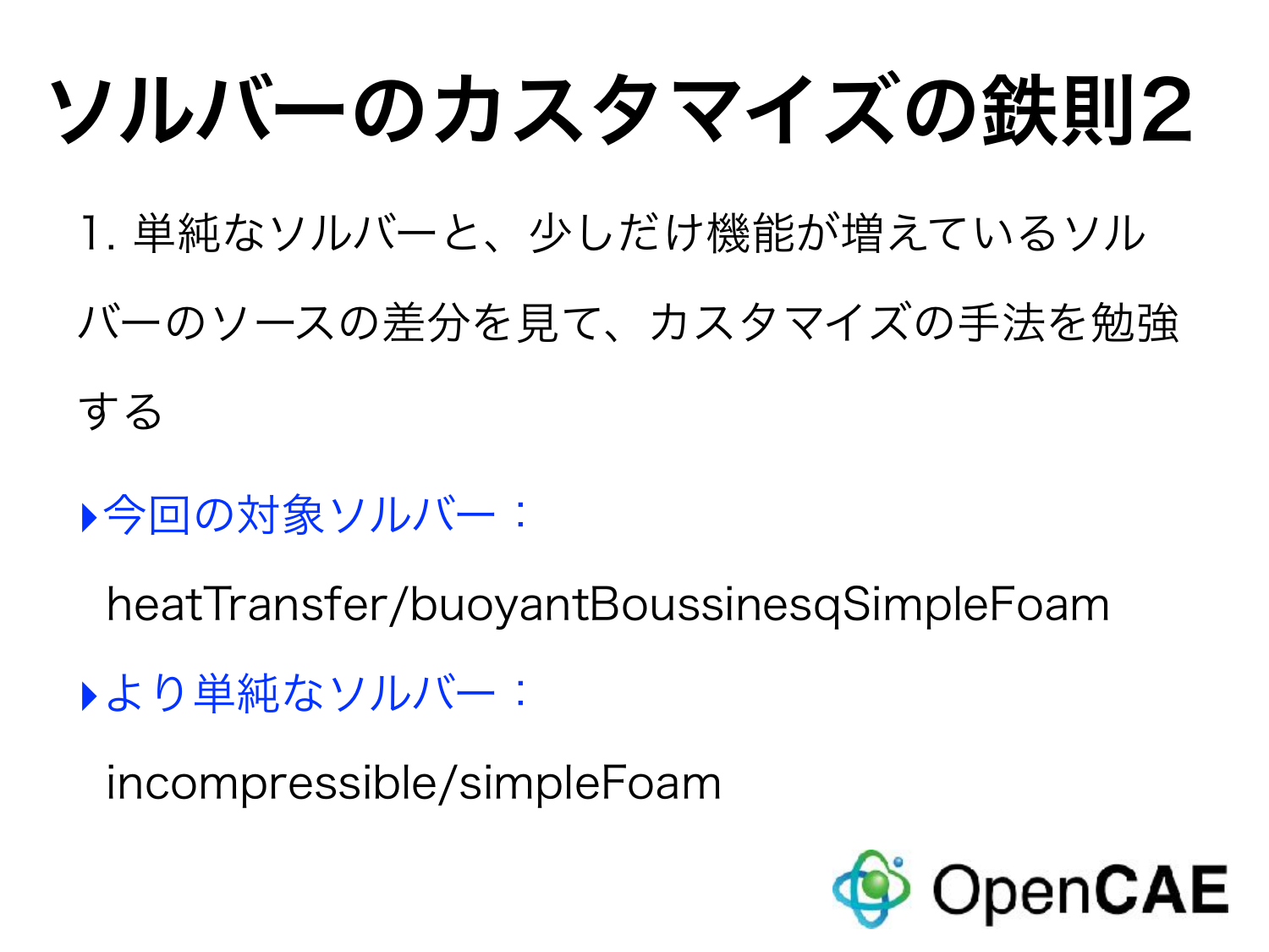# ソルバーのカスタマイズの鉄則2

1. 単純なソルバーと、少しだけ機能が増えているソルバーのソースの差分を見て、カスタマイズの手法を勉強する

- 今回の対象ソルバー：

  heatTransfer/buoyantBoussinesqSimpleFoam

- より単純なソルバー：

  incompressible/simpleFoam

OpenCAE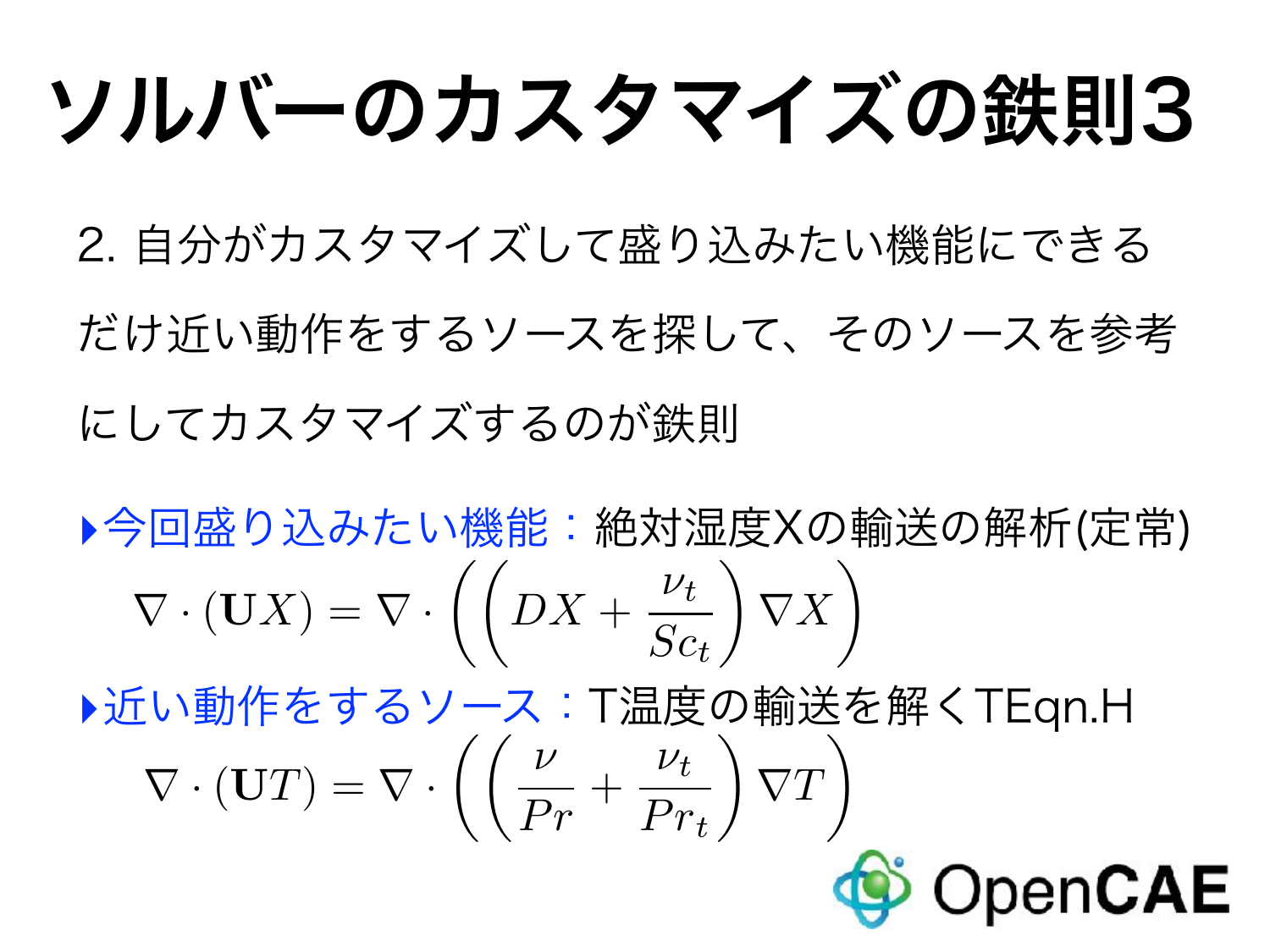# ソルバーのカスタマイズの鉄則3

2. 自分がカスタマイズして盛り込みたい機能にできるだけ近い動作をするソースを探して、そのソースを参考にしてカスタマイズするのが鉄則

- 今回盛り込みたい機能：絶対湿度Xの輸送の解析(定常)

$$\nabla \cdot (\mathbf{U}X) = \nabla \cdot \left( \left( DX + \frac{\nu_t}{Sc_t} \right) \nabla X \right)$$

- 近い動作をするソース：T温度の輸送を解くTEqn.H

$$\nabla \cdot (\mathbf{U}T) = \nabla \cdot \left( \left( \frac{\nu}{Pr} + \frac{\nu_t}{Pr_t} \right) \nabla T \right)$$

OpenCAE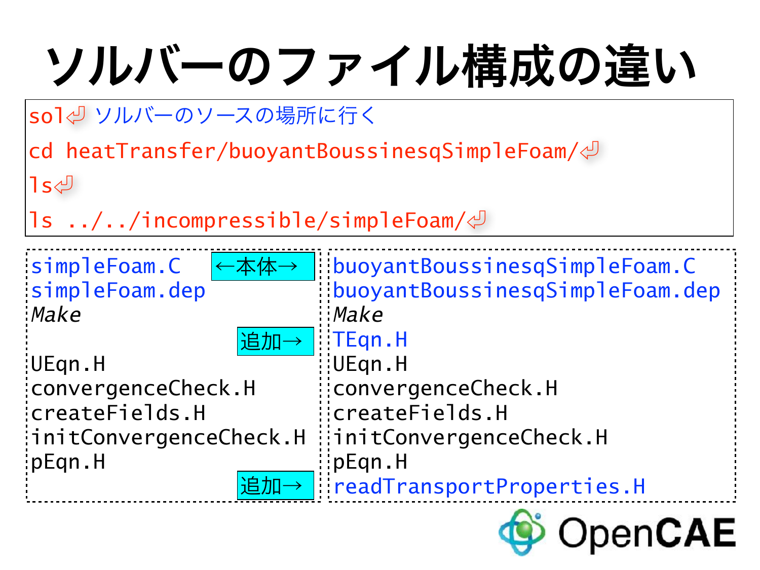# ソルバーのファイル構成の違い

```
sol⏎ ソルバーのソースの場所に行く
cd heatTransfer/buoyantBoussinesqSimpleFoam/⏎
ls⏎
ls ../../incompressible/simpleFoam/⏎
```

| simpleFoam | | buoyantBoussinesqSimpleFoam |
|---|---|---|
| simpleFoam.C | ←本体→ | buoyantBoussinesqSimpleFoam.C |
| simpleFoam.dep | | buoyantBoussinesqSimpleFoam.dep |
| *Make* | | *Make* |
| | 追加→ | TEqn.H |
| UEqn.H | | UEqn.H |
| convergenceCheck.H | | convergenceCheck.H |
| createFields.H | | createFields.H |
| initConvergenceCheck.H | | initConvergenceCheck.H |
| pEqn.H | | pEqn.H |
| | 追加→ | readTransportProperties.H |

OpenCAE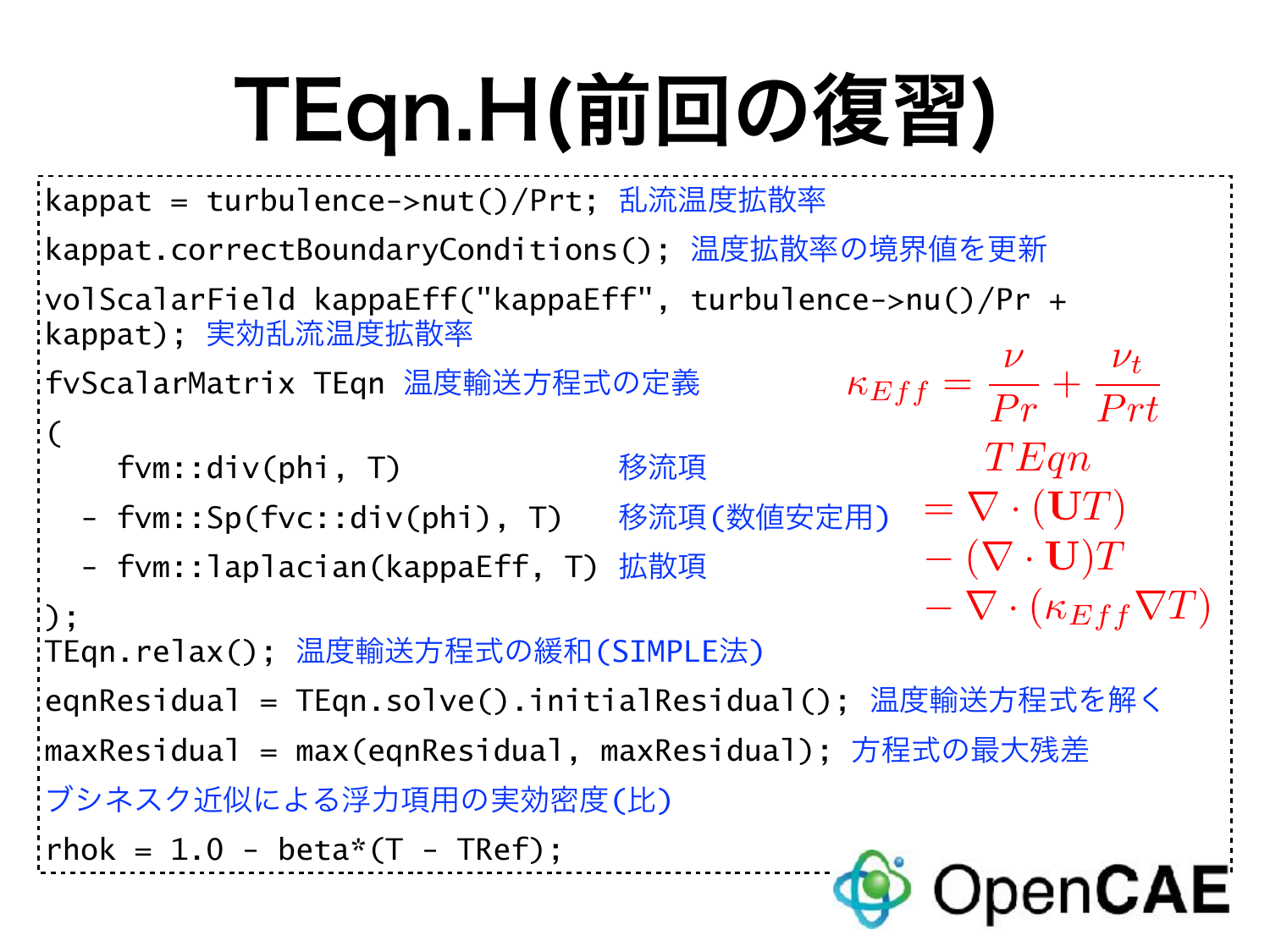# TEqn.H(前回の復習)

```
kappat = turbulence->nut()/Prt; 乱流温度拡散率
kappat.correctBoundaryConditions(); 温度拡散率の境界値を更新
volScalarField kappaEff("kappaEff", turbulence->nu()/Pr +
kappat); 実効乱流温度拡散率
fvScalarMatrix TEqn 温度輸送方程式の定義
(
    fvm::div(phi, T)                 移流項
  - fvm::Sp(fvc::div(phi), T)        移流項(数値安定用)
  - fvm::laplacian(kappaEff, T)      拡散項
);
TEqn.relax(); 温度輸送方程式の緩和(SIMPLE法)
eqnResidual = TEqn.solve().initialResidual(); 温度輸送方程式を解く
maxResidual = max(eqnResidual, maxResidual); 方程式の最大残差
ブシネスク近似による浮力項用の実効密度(比)
rhok = 1.0 - beta*(T - TRef);
```

$$\kappa_{Eff} = \frac{\nu}{Pr} + \frac{\nu_t}{Prt}$$

$$TEqn = \nabla \cdot (\mathbf{U}T) - (\nabla \cdot \mathbf{U})T - \nabla \cdot (\kappa_{Eff} \nabla T)$$

OpenCAE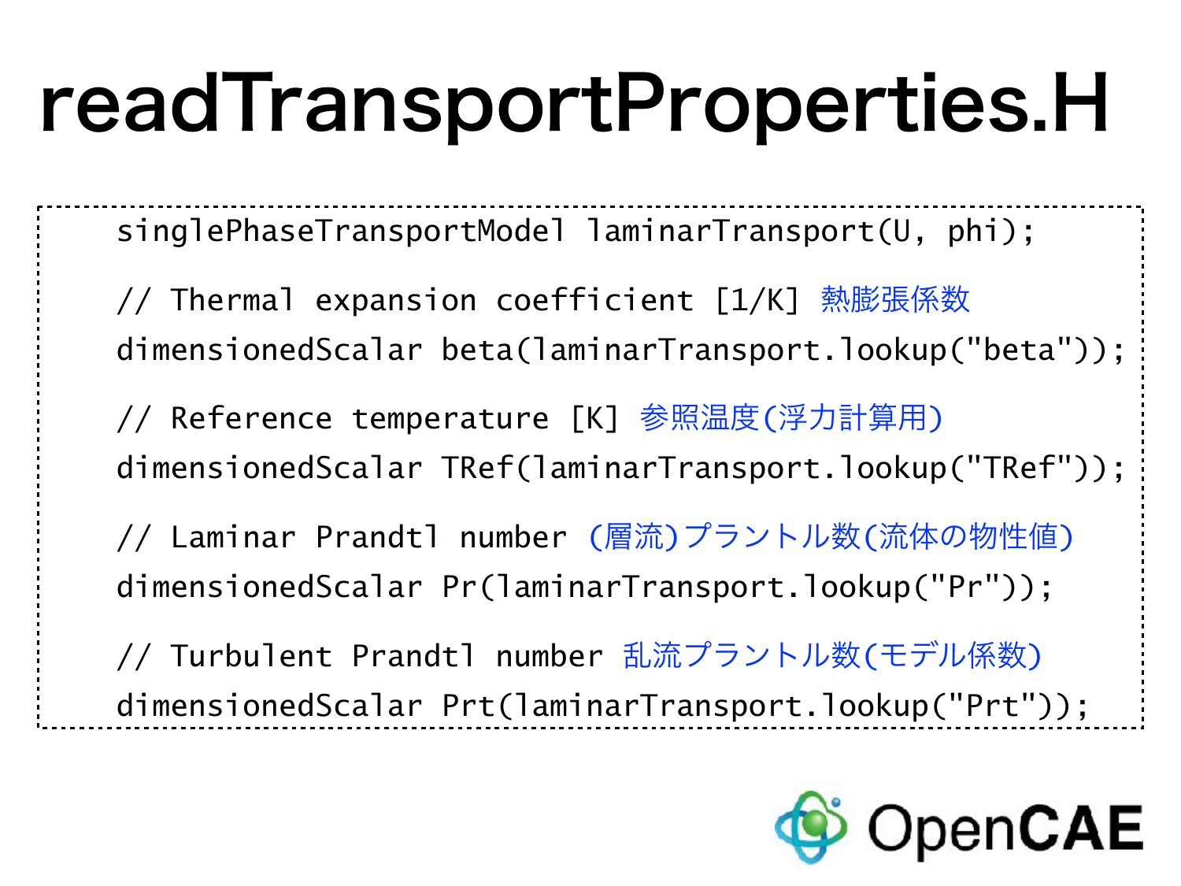# readTransportProperties.H

```
singlePhaseTransportModel laminarTransport(U, phi);

// Thermal expansion coefficient [1/K] 熱膨張係数
dimensionedScalar beta(laminarTransport.lookup("beta"));

// Reference temperature [K] 参照温度(浮力計算用)
dimensionedScalar TRef(laminarTransport.lookup("TRef"));

// Laminar Prandtl number (層流)プラントル数(流体の物性値)
dimensionedScalar Pr(laminarTransport.lookup("Pr"));

// Turbulent Prandtl number 乱流プラントル数(モデル係数)
dimensionedScalar Prt(laminarTransport.lookup("Prt"));
```

OpenCAE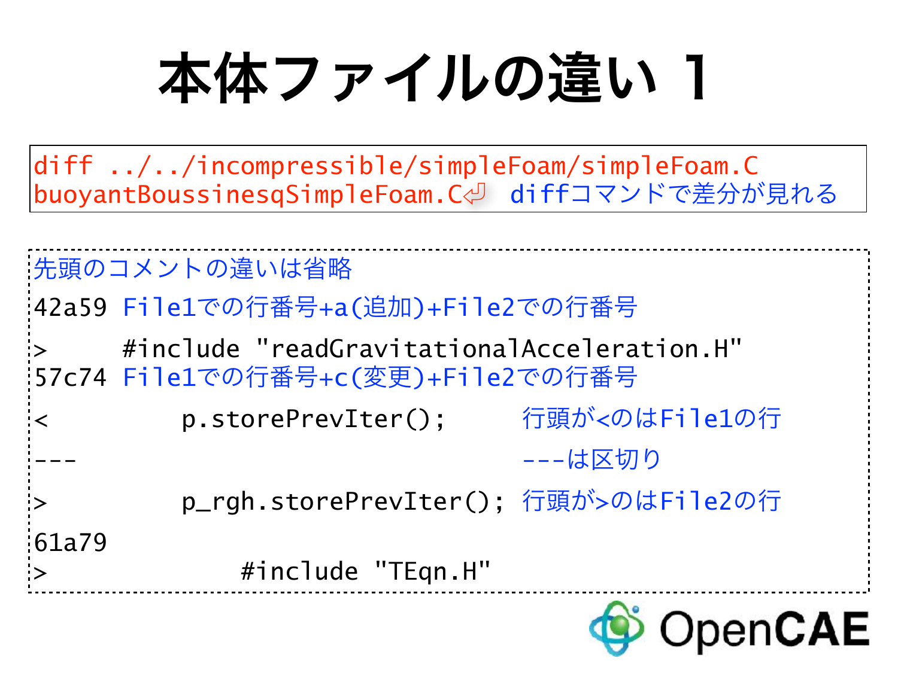# 本体ファイルの違い 1

```
diff ../../incompressible/simpleFoam/simpleFoam.C
buoyantBoussinesqSimpleFoam.C⏎
```
diffコマンドで差分が見れる

先頭のコメントの違いは省略

```
42a59
>     #include "readGravitationalAcceleration.H"
57c74
<         p.storePrevIter();
---
>         p_rgh.storePrevIter();
61a79
>             #include "TEqn.H"
```

- 42a59：File1での行番号+a(追加)+File2での行番号
- 57c74：File1での行番号+c(変更)+File2での行番号
- 行頭が<のはFile1の行
- ---は区切り
- 行頭が>のはFile2の行

OpenCAE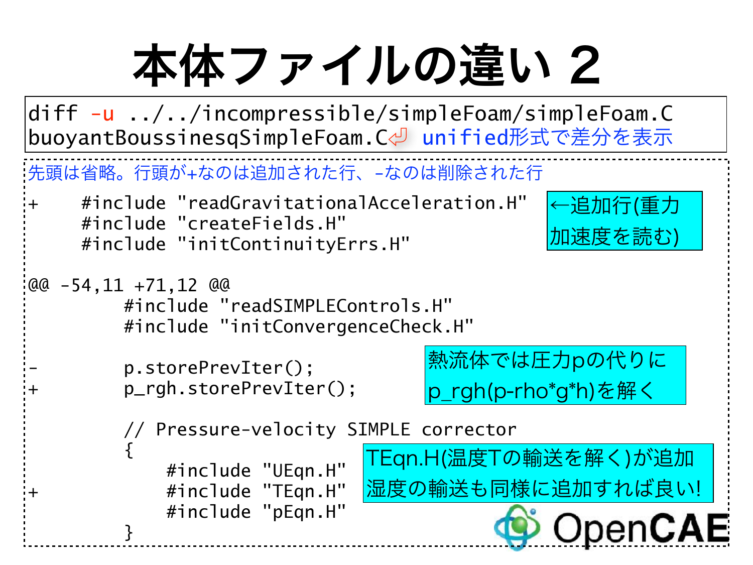# 本体ファイルの違い 2

```
diff -u ../../incompressible/simpleFoam/simpleFoam.C
buoyantBoussinesqSimpleFoam.C
```

unified形式で差分を表示

先頭は省略。行頭が+なのは追加された行、-なのは削除された行

```
+     #include "readGravitationalAcceleration.H"
      #include "createFields.H"
      #include "initContinuityErrs.H"

@@ -54,11 +71,12 @@
          #include "readSIMPLEControls.H"
          #include "initConvergenceCheck.H"

-         p.storePrevIter();
+         p_rgh.storePrevIter();

          // Pressure-velocity SIMPLE corrector
          {
              #include "UEqn.H"
+             #include "TEqn.H"
              #include "pEqn.H"
          }
```

←追加行(重力加速度を読む)

熱流体では圧力pの代りにp_rgh(p-rho*g*h)を解く

TEqn.H(温度Tの輸送を解く)が追加
湿度の輸送も同様に追加すれば良い!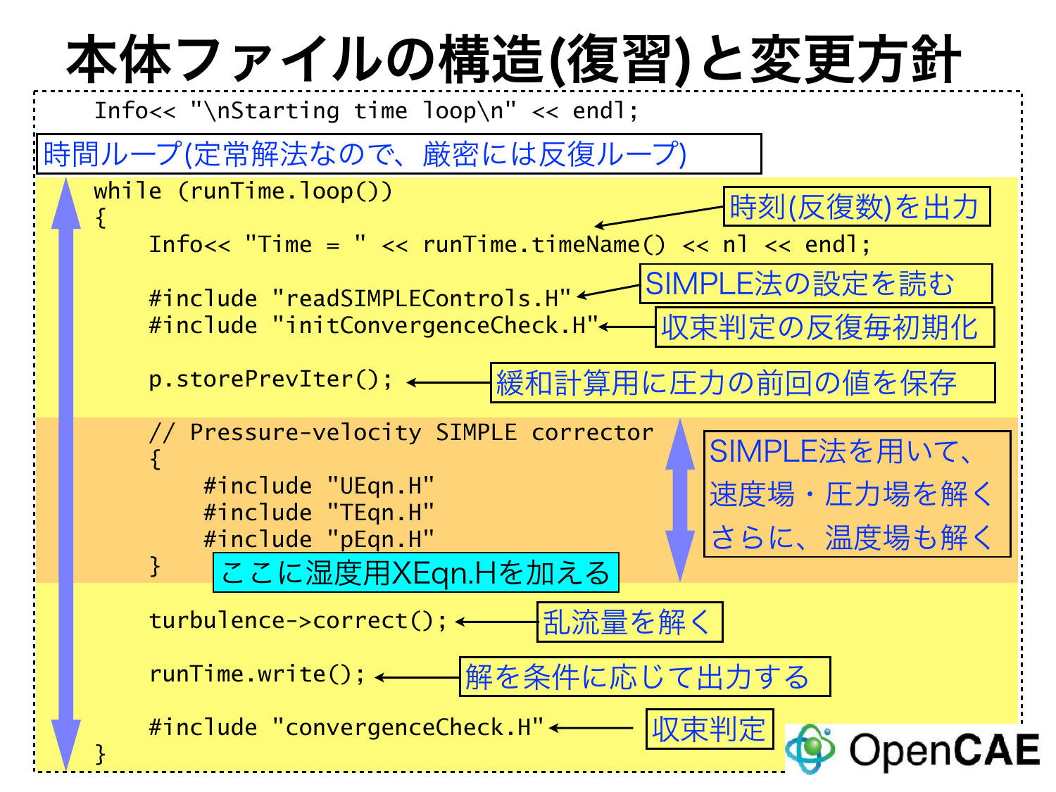# 本体ファイルの構造(復習)と変更方針

```
    Info<< "\nStarting time loop\n" << endl;
```

時間ループ(定常解法なので、厳密には反復ループ)

```
    while (runTime.loop())
    {
        Info<< "Time = " << runTime.timeName() << nl << endl;

        #include "readSIMPLEControls.H"
        #include "initConvergenceCheck.H"

        p.storePrevIter();

        // Pressure-velocity SIMPLE corrector
        {
            #include "UEqn.H"
            #include "TEqn.H"
            #include "pEqn.H"
        }

        turbulence->correct();

        runTime.write();

        #include "convergenceCheck.H"
    }
```

- `Info<< "Time = " << runTime.timeName() << nl << endl;` ← 時刻(反復数)を出力
- `#include "readSIMPLEControls.H"` ← SIMPLE法の設定を読む
- `#include "initConvergenceCheck.H"` ← 収束判定の反復毎初期化
- `p.storePrevIter();` ← 緩和計算用に圧力の前回の値を保存
- Pressure-velocity SIMPLE corrector ← SIMPLE法を用いて、速度場・圧力場を解く さらに、温度場も解く
  - ここに湿度用XEqn.Hを加える
- `turbulence->correct();` ← 乱流量を解く
- `runTime.write();` ← 解を条件に応じて出力する
- `#include "convergenceCheck.H"` ← 収束判定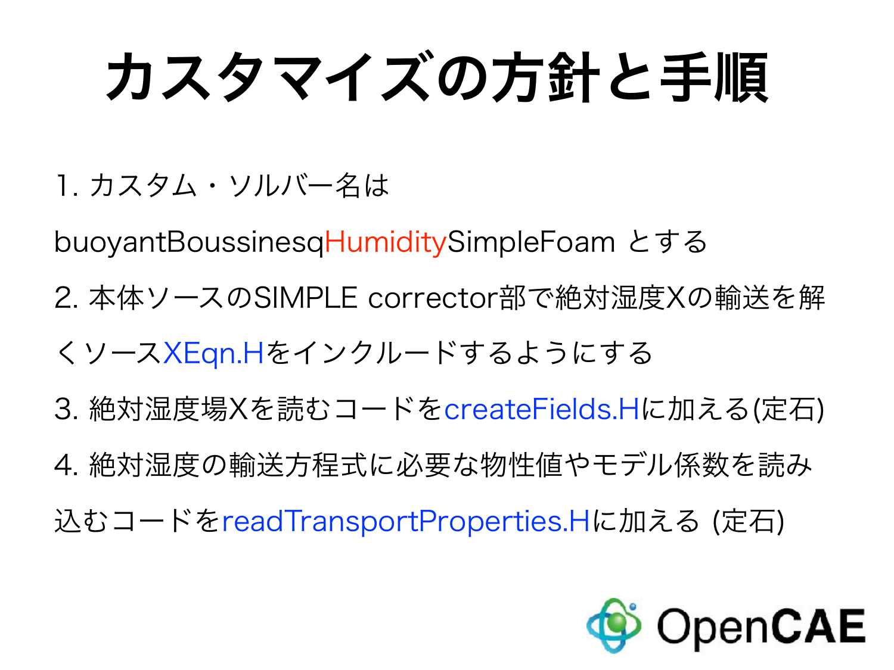# カスタマイズの方針と手順

1. カスタム・ソルバー名は buoyantBoussinesqHumiditySimpleFoam とする
2. 本体ソースのSIMPLE corrector部で絶対湿度Xの輸送を解くソースXEqn.Hをインクルードするようにする
3. 絶対湿度場Xを読むコードをcreateFields.Hに加える(定石)
4. 絶対湿度の輸送方程式に必要な物性値やモデル係数を読み込むコードをreadTransportProperties.Hに加える (定石)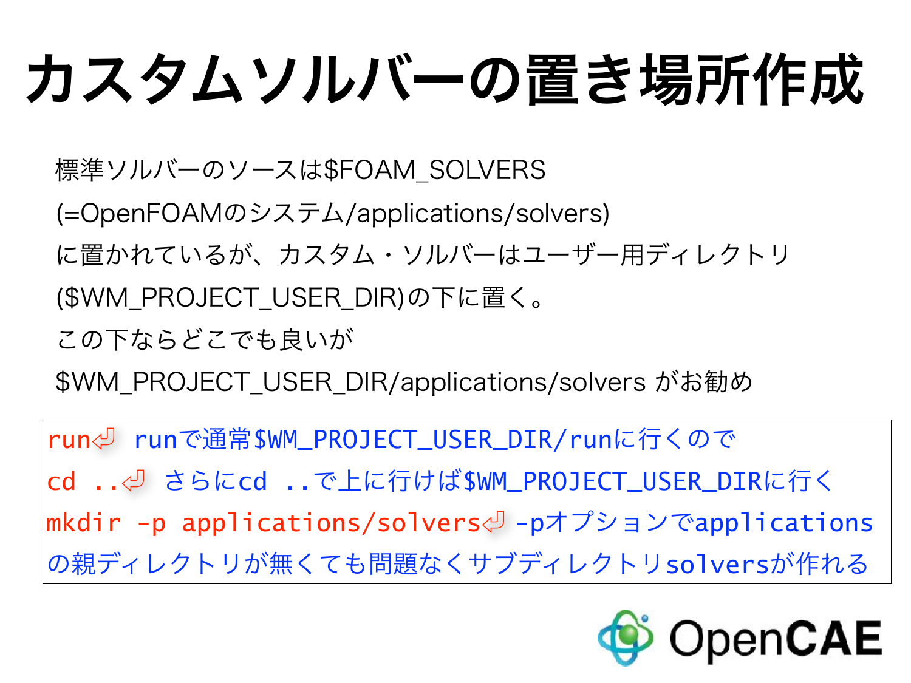# カスタムソルバーの置き場所作成

標準ソルバーのソースは$FOAM_SOLVERS

(=OpenFOAMのシステム/applications/solvers)

に置かれているが、カスタム・ソルバーはユーザー用ディレクトリ

($WM_PROJECT_USER_DIR)の下に置く。

この下ならどこでも良いが

$WM_PROJECT_USER_DIR/applications/solvers がお勧め

```
run⏎  runで通常$WM_PROJECT_USER_DIR/runに行くので
cd ..⏎  さらにcd ..で上に行けば$WM_PROJECT_USER_DIRに行く
mkdir -p applications/solvers⏎ -pオプションでapplications
の親ディレクトリが無くても問題なくサブディレクトリsolversが作れる
```

OpenCAE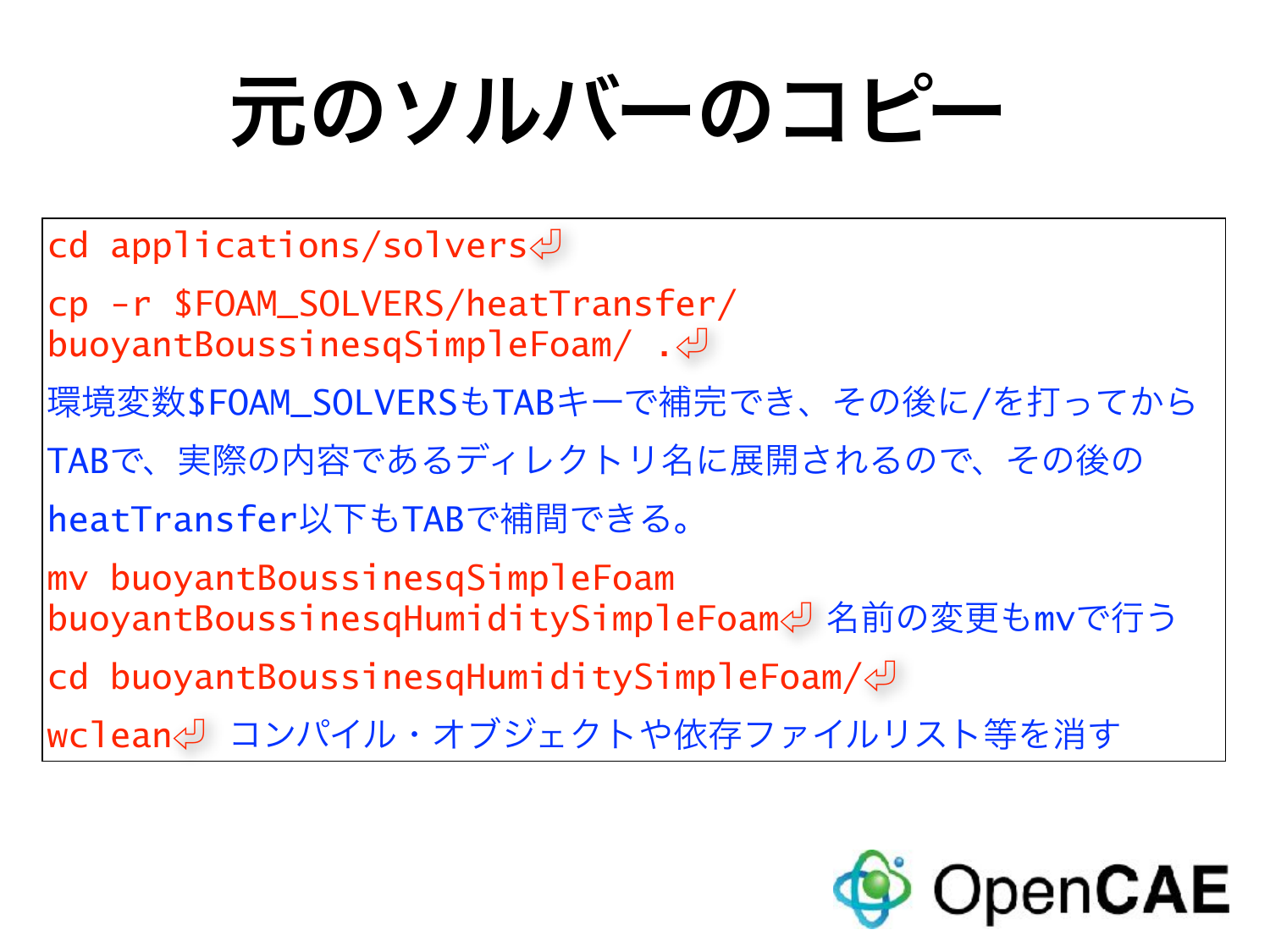# 元のソルバーのコピー

```
cd applications/solvers⏎
cp -r $FOAM_SOLVERS/heatTransfer/buoyantBoussinesqSimpleFoam/ .⏎
```

環境変数$FOAM_SOLVERSもTABキーで補完でき、その後に/を打ってからTABで、実際の内容であるディレクトリ名に展開されるので、その後のheatTransfer以下もTABで補間できる。

```
mv buoyantBoussinesqSimpleFoam buoyantBoussinesqHumiditySimpleFoam⏎
```

名前の変更もmvで行う

```
cd buoyantBoussinesqHumiditySimpleFoam/⏎
wclean⏎
```

コンパイル・オブジェクトや依存ファイルリスト等を消す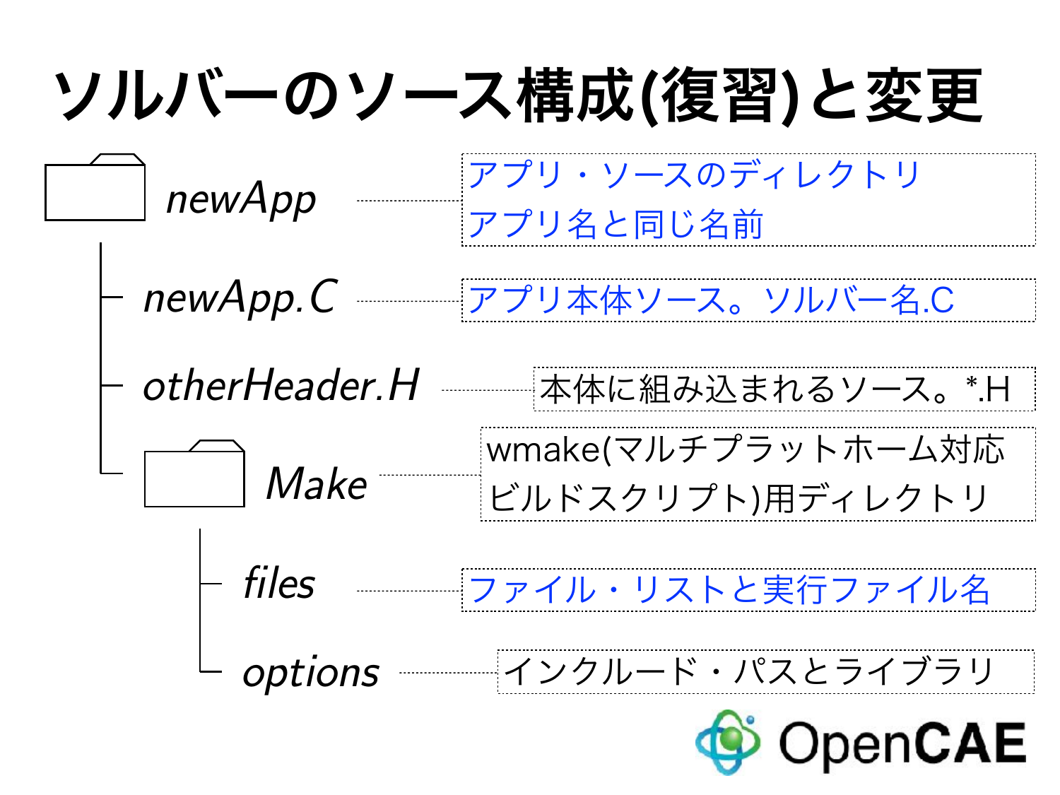# ソルバーのソース構成(復習)と変更

- *newApp* — アプリ・ソースのディレクトリ アプリ名と同じ名前
  - *newApp.C* — アプリ本体ソース。ソルバー名.C
  - *otherHeader.H* — 本体に組み込まれるソース。*.H
  - *Make* — wmake(マルチプラットホーム対応ビルドスクリプト)用ディレクトリ
    - *files* — ファイル・リストと実行ファイル名
    - *options* — インクルード・パスとライブラリ

OpenCAE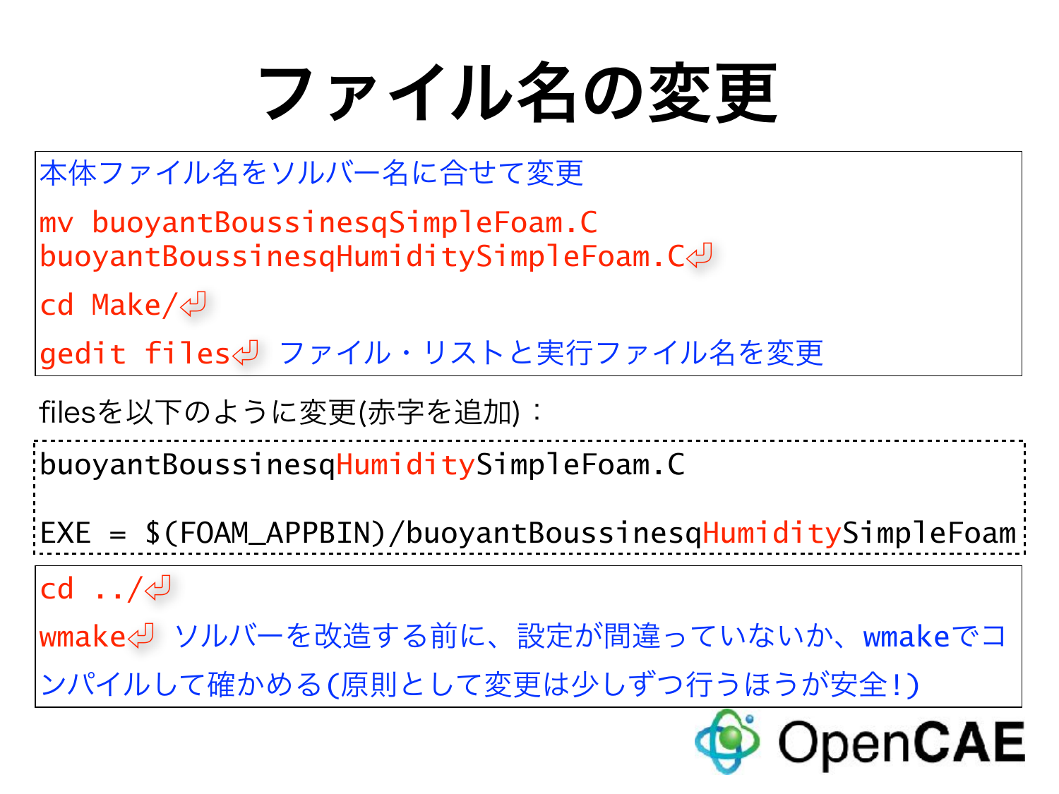# ファイル名の変更

本体ファイル名をソルバー名に合せて変更

```
mv buoyantBoussinesqSimpleFoam.C buoyantBoussinesqHumiditySimpleFoam.C⏎
```

```
cd Make/⏎
```

```
gedit files⏎
```

ファイル・リストと実行ファイル名を変更

filesを以下のように変更(赤字を追加)：

```
buoyantBoussinesqHumiditySimpleFoam.C

EXE = $(FOAM_APPBIN)/buoyantBoussinesqHumiditySimpleFoam
```

```
cd ../⏎
```

```
wmake⏎
```

ソルバーを改造する前に、設定が間違っていないか、wmakeでコンパイルして確かめる(原則として変更は少しずつ行うほうが安全!)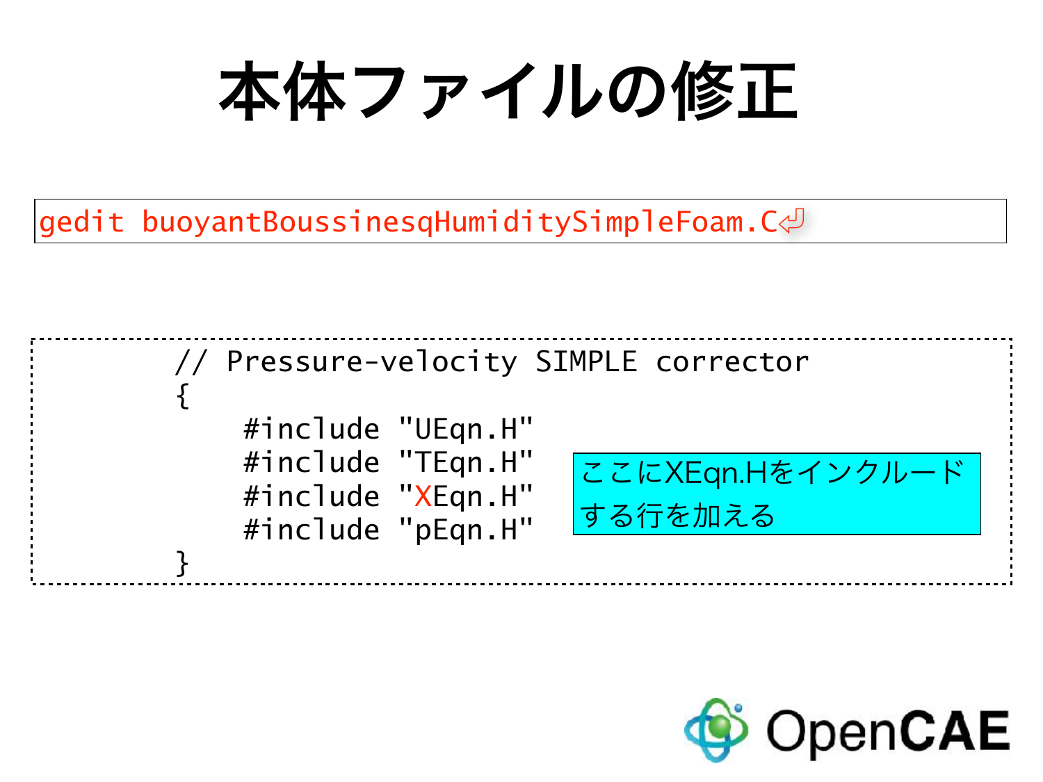# 本体ファイルの修正

```
gedit buoyantBoussinesqHumiditySimpleFoam.C⏎
```

```
        // Pressure-velocity SIMPLE corrector
        {
            #include "UEqn.H"
            #include "TEqn.H"
            #include "XEqn.H"
            #include "pEqn.H"
        }
```

ここにXEqn.Hをインクルードする行を加える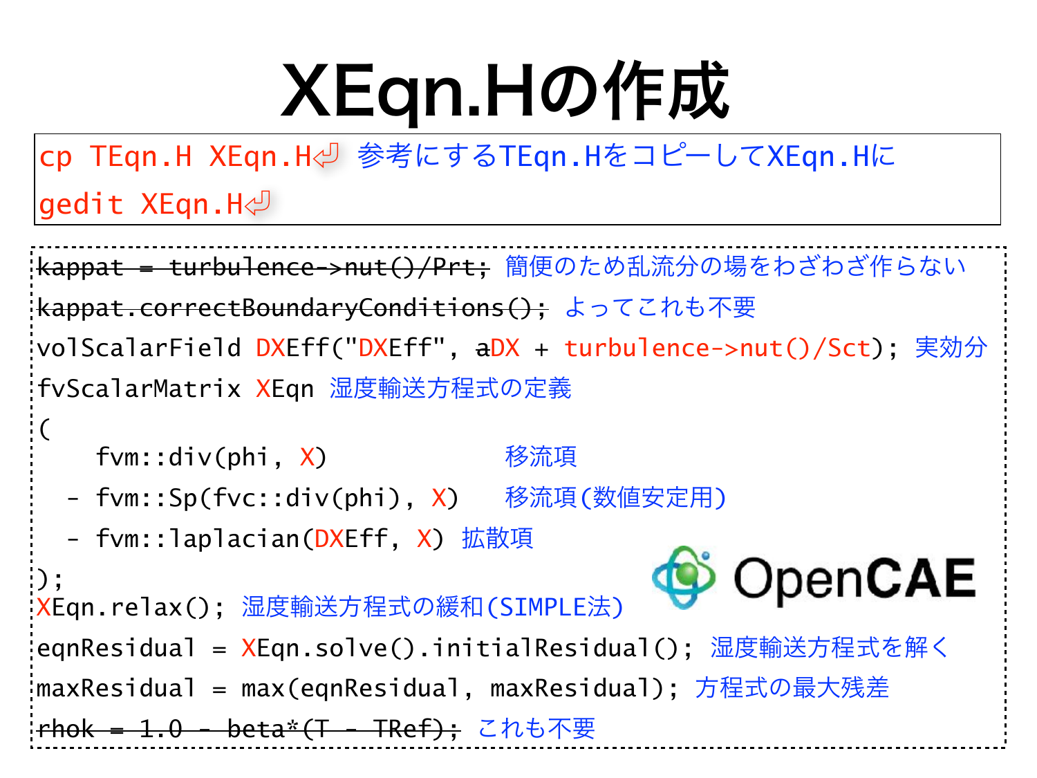# XEqn.Hの作成

```
cp TEqn.H XEqn.H⏎
gedit XEqn.H⏎
```

参考にするTEqn.HをコピーしてXEqn.Hに

```
~~kappat = turbulence->nut()/Prt;~~  簡便のため乱流分の場をわざわざ作らない
~~kappat.correctBoundaryConditions();~~  よってこれも不要
volScalarField DXEff("DXEff", ~~a~~DX + turbulence->nut()/Sct);  実効分
fvScalarMatrix XEqn  湿度輸送方程式の定義
(
    fvm::div(phi, X)                移流項
  - fvm::Sp(fvc::div(phi), X)       移流項(数値安定用)
  - fvm::laplacian(DXEff, X)        拡散項
);
XEqn.relax();  湿度輸送方程式の緩和(SIMPLE法)
eqnResidual = XEqn.solve().initialResidual();  湿度輸送方程式を解く
maxResidual = max(eqnResidual, maxResidual);  方程式の最大残差
~~rhok = 1.0 - beta*(T - TRef);~~  これも不要
```

OpenCAE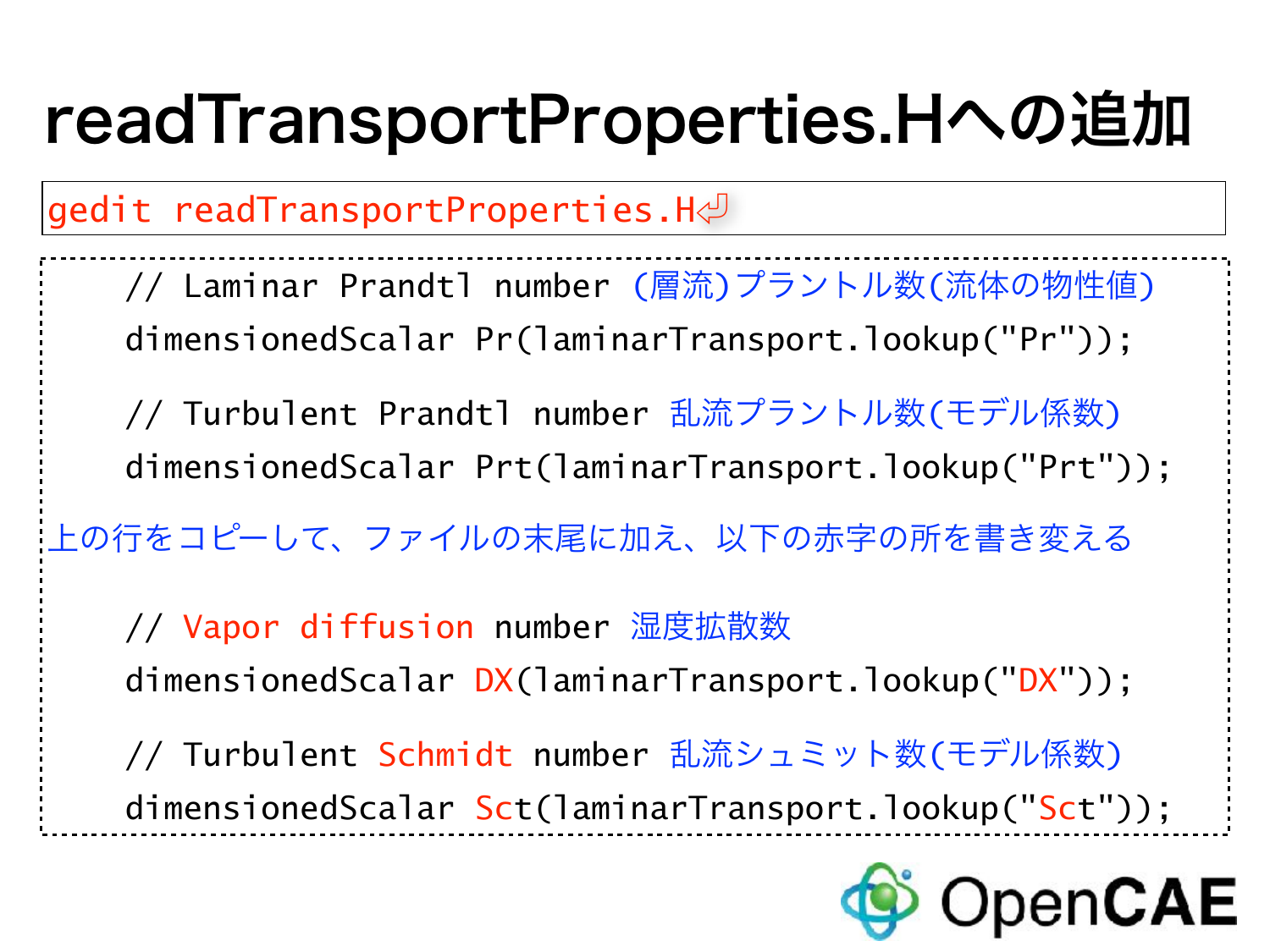# readTransportProperties.Hへの追加

```
gedit readTransportProperties.H⏎
```

```
    // Laminar Prandtl number (層流)プラントル数(流体の物性値)
    dimensionedScalar Pr(laminarTransport.lookup("Pr"));

    // Turbulent Prandtl number 乱流プラントル数(モデル係数)
    dimensionedScalar Prt(laminarTransport.lookup("Prt"));
```

上の行をコピーして、ファイルの末尾に加え、以下の赤字の所を書き変える

```
    // Vapor diffusion number 湿度拡散数
    dimensionedScalar DX(laminarTransport.lookup("DX"));

    // Turbulent Schmidt number 乱流シュミット数(モデル係数)
    dimensionedScalar Sct(laminarTransport.lookup("Sct"));
```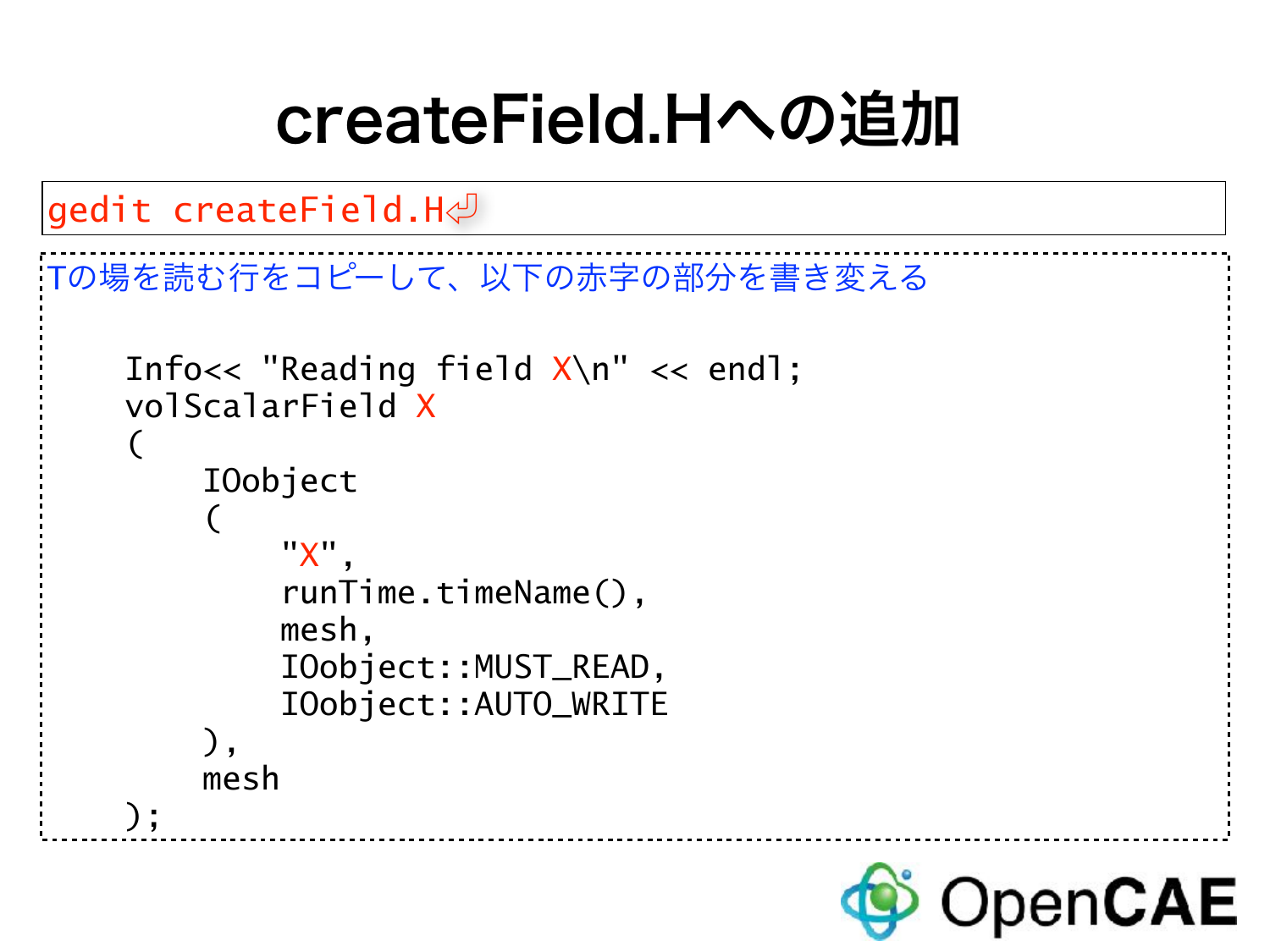# createField.Hへの追加

```
gedit createField.H⏎
```

Tの場を読む行をコピーして、以下の赤字の部分を書き変える

```
    Info<< "Reading field X\n" << endl;
    volScalarField X
    (
        IOobject
        (
            "X",
            runTime.timeName(),
            mesh,
            IOobject::MUST_READ,
            IOobject::AUTO_WRITE
        ),
        mesh
    );
```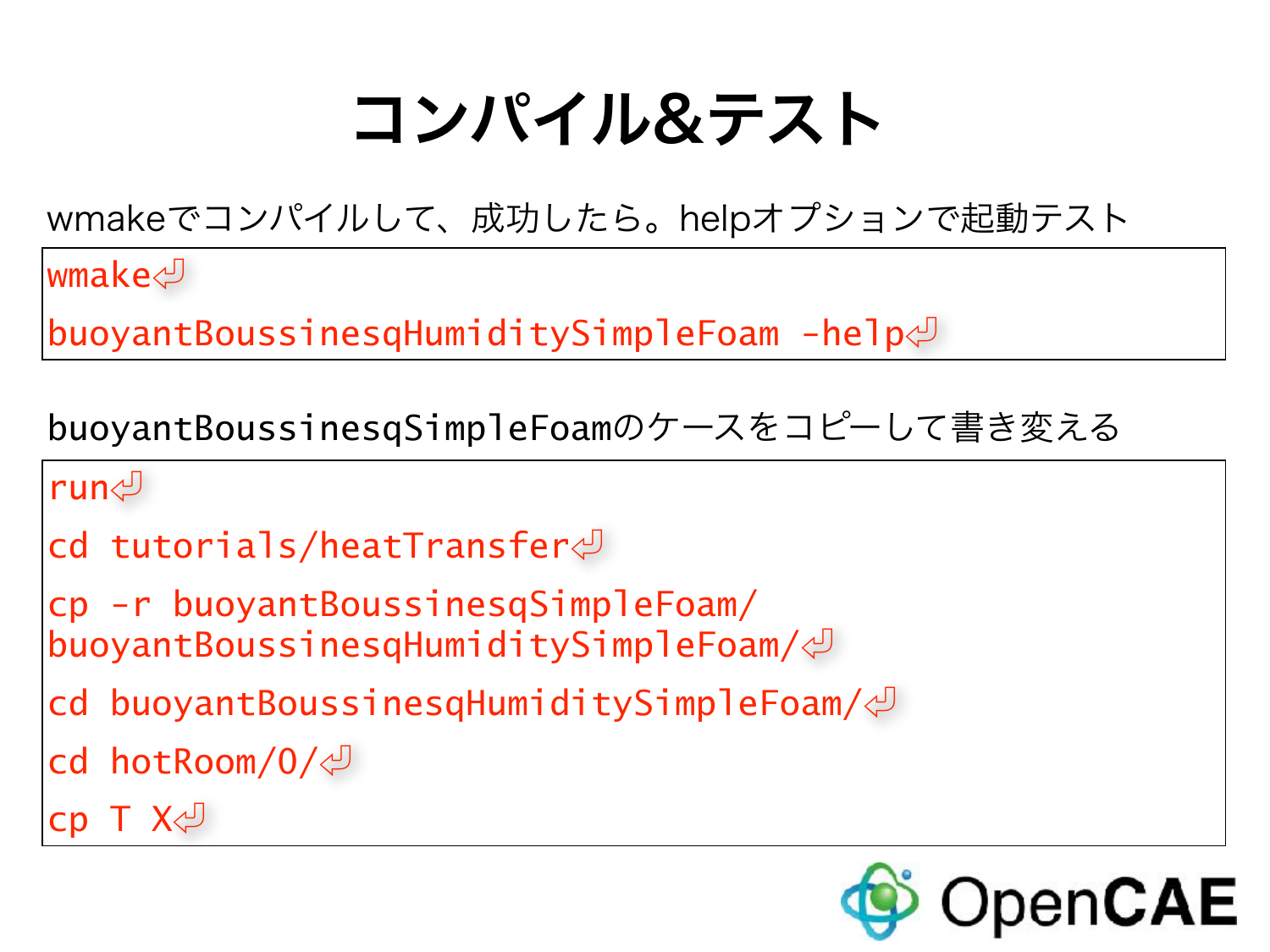# コンパイル&テスト

wmakeでコンパイルして、成功したら。helpオプションで起動テスト

```
wmake⏎
buoyantBoussinesqHumiditySimpleFoam -help⏎
```

buoyantBoussinesqSimpleFoamのケースをコピーして書き変える

```
run⏎
cd tutorials/heatTransfer⏎
cp -r buoyantBoussinesqSimpleFoam/ buoyantBoussinesqHumiditySimpleFoam/⏎
cd buoyantBoussinesqHumiditySimpleFoam/⏎
cd hotRoom/0/⏎
cp T X⏎
```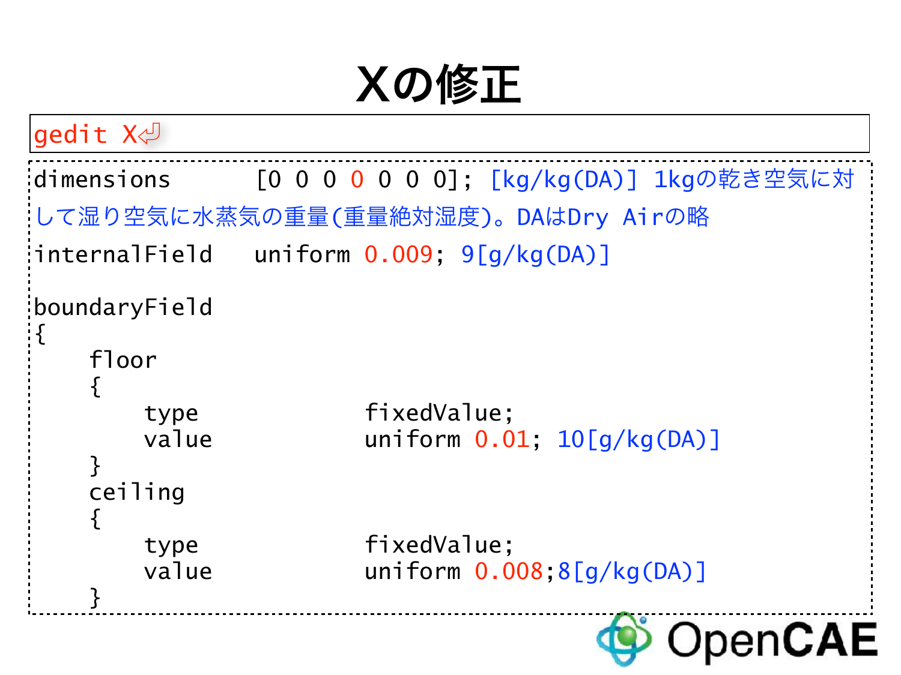# Xの修正

```
gedit X⏎
```

```
dimensions      [0 0 0 0 0 0 0]; [kg/kg(DA)] 1kgの乾き空気に対して湿り空気に水蒸気の重量(重量絶対湿度)。DAはDry Airの略
internalField   uniform 0.009; 9[g/kg(DA)]

boundaryField
{
    floor
    {
        type            fixedValue;
        value           uniform 0.01; 10[g/kg(DA)]
    }
    ceiling
    {
        type            fixedValue;
        value           uniform 0.008;8[g/kg(DA)]
    }
```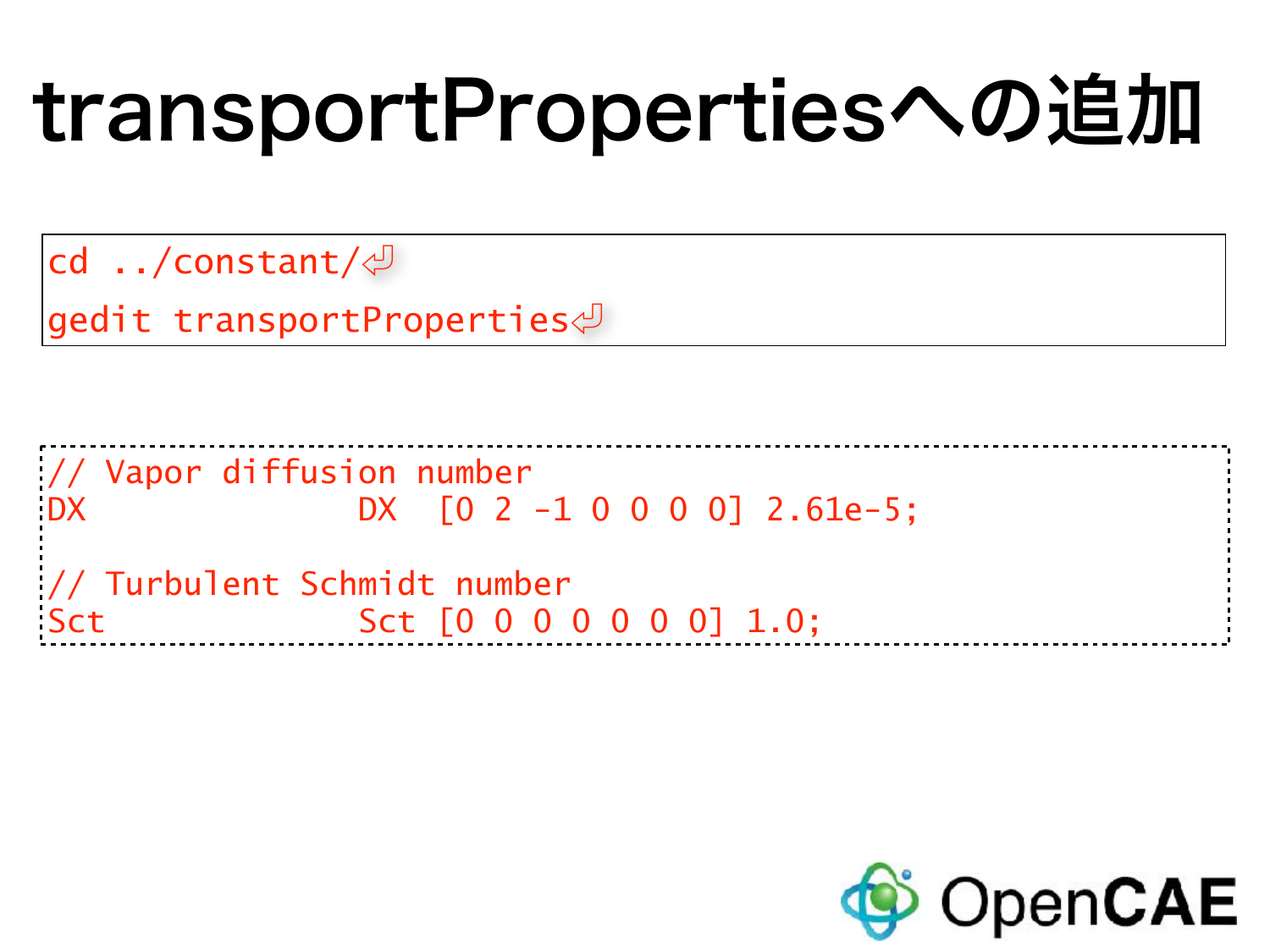# transportPropertiesへの追加

```
cd ../constant/⏎
gedit transportProperties⏎
```

```
// Vapor diffusion number
DX               DX  [0 2 -1 0 0 0 0] 2.61e-5;

// Turbulent Schmidt number
Sct              Sct [0 0 0 0 0 0 0] 1.0;
```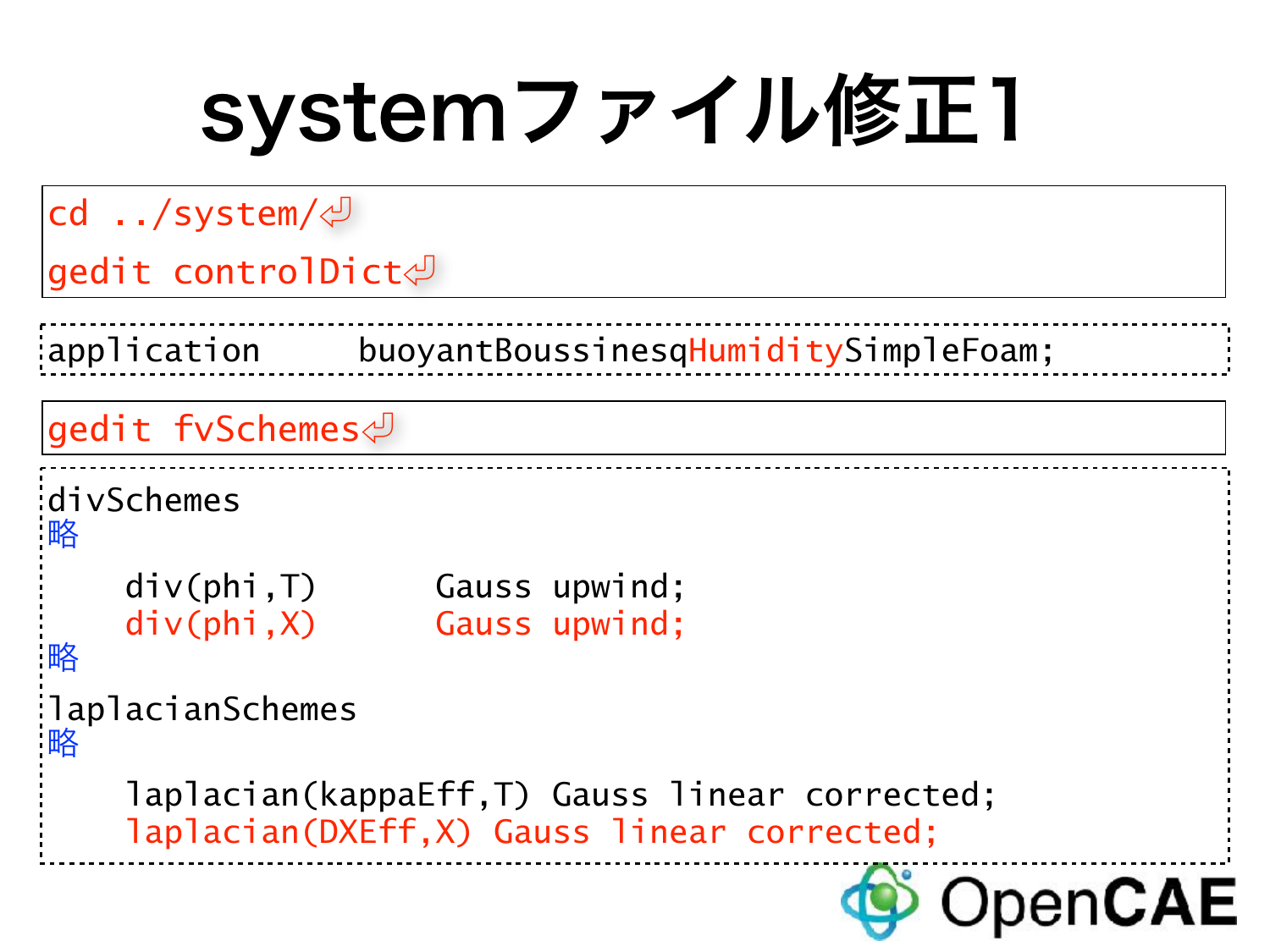# systemファイル修正1

```
cd ../system/⏎
gedit controlDict⏎
```

```
application     buoyantBoussinesqHumiditySimpleFoam;
```

```
gedit fvSchemes⏎
```

```
divSchemes
略

    div(phi,T)      Gauss upwind;
    div(phi,X)      Gauss upwind;
略

laplacianSchemes
略

    laplacian(kappaEff,T) Gauss linear corrected;
    laplacian(DXEff,X) Gauss linear corrected;
```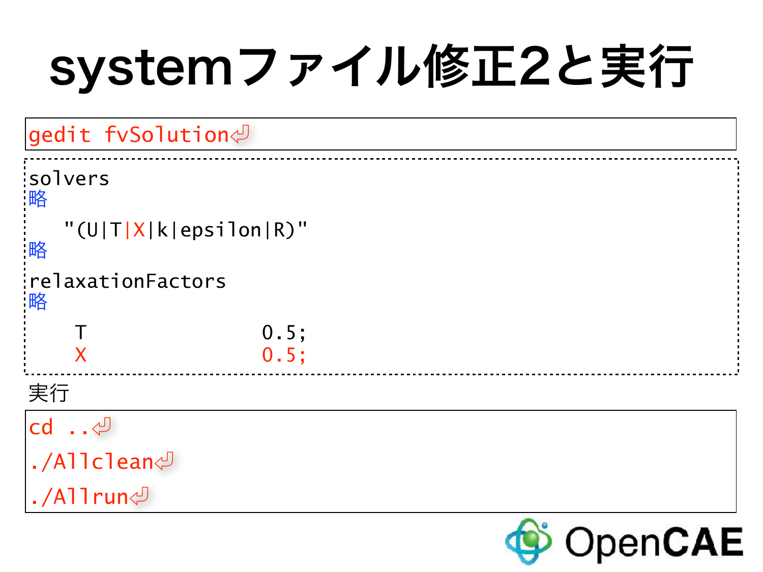# systemファイル修正2と実行

```
gedit fvSolution⏎
```

```
solvers
略
   "(U|T|X|k|epsilon|R)"
略
relaxationFactors
略
    T                   0.5;
    X                   0.5;
```

実行

```
cd ..⏎
./Allclean⏎
./Allrun⏎
```

OpenCAE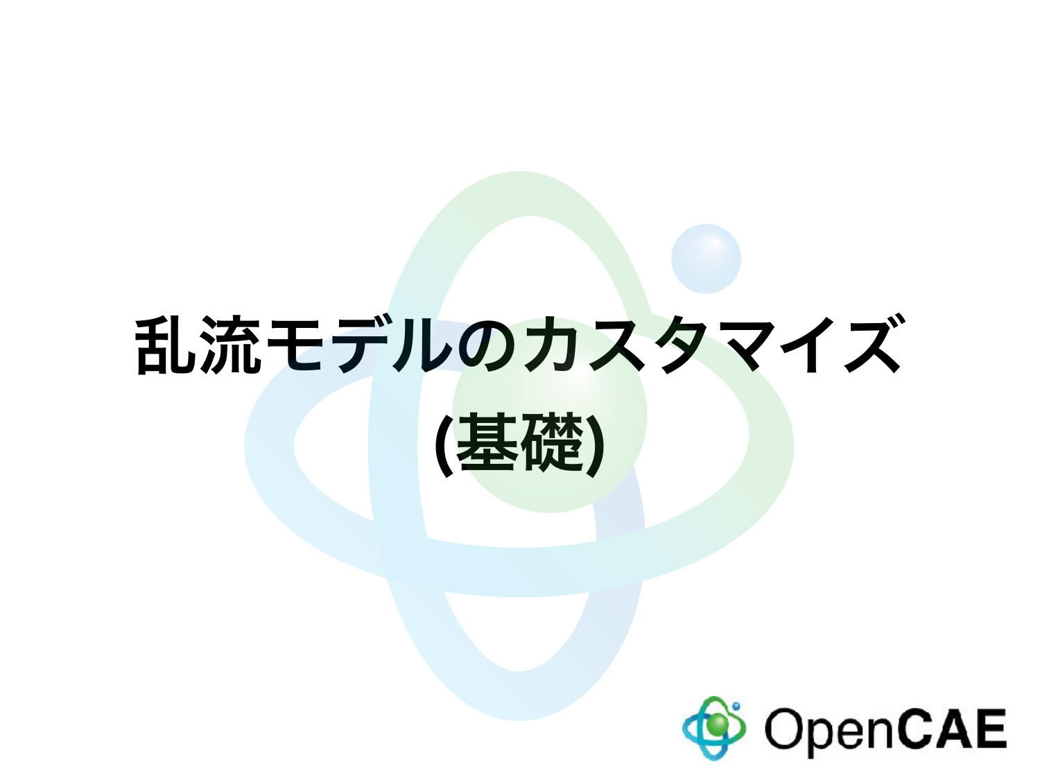# 乱流モデルのカスタマイズ
# (基礎)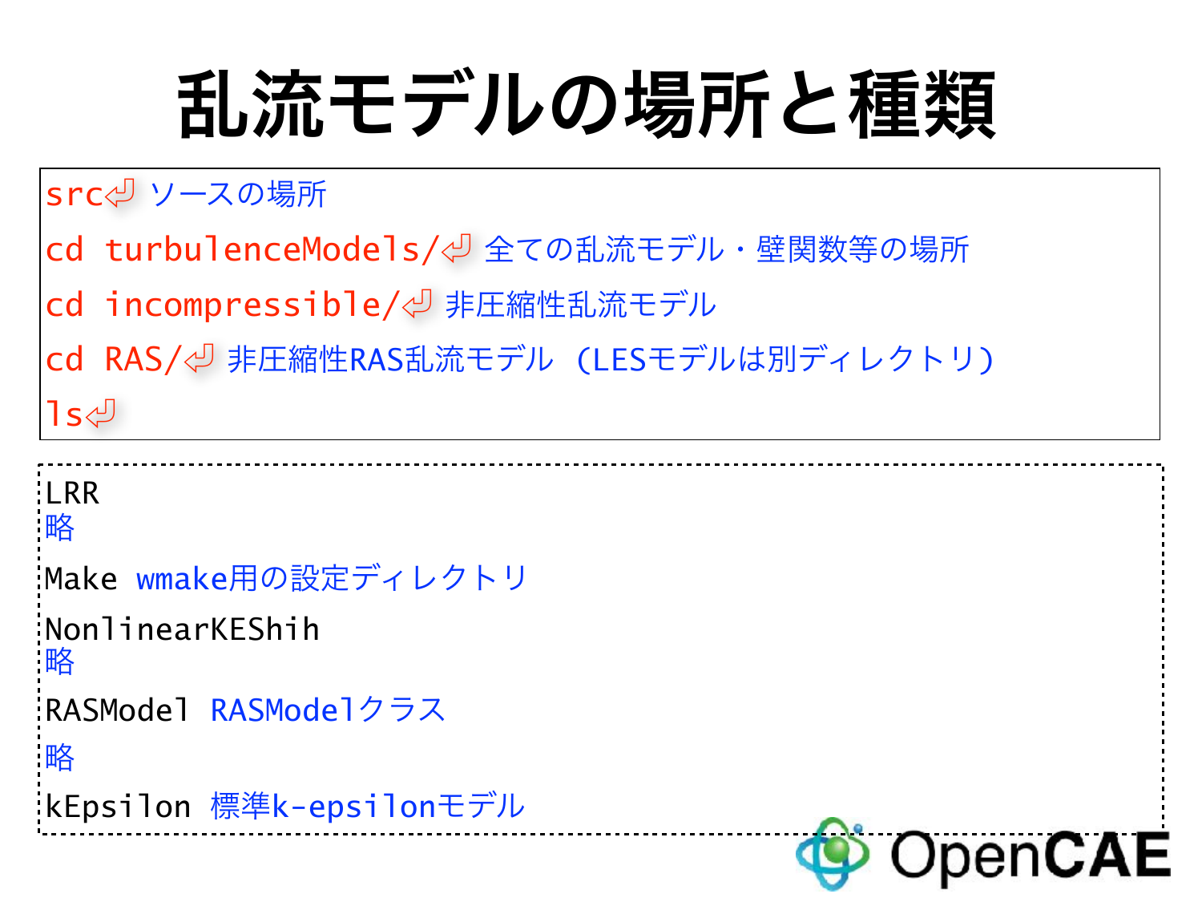# 乱流モデルの場所と種類

```
src⏎ ソースの場所
cd turbulenceModels/⏎ 全ての乱流モデル・壁関数等の場所
cd incompressible/⏎ 非圧縮性乱流モデル
cd RAS/⏎ 非圧縮性RAS乱流モデル (LESモデルは別ディレクトリ)
ls⏎
```

```
LRR
略
Make wmake用の設定ディレクトリ
NonlinearKEShih
略
RASModel RASModelクラス
略
kEpsilon 標準k-epsilonモデル
```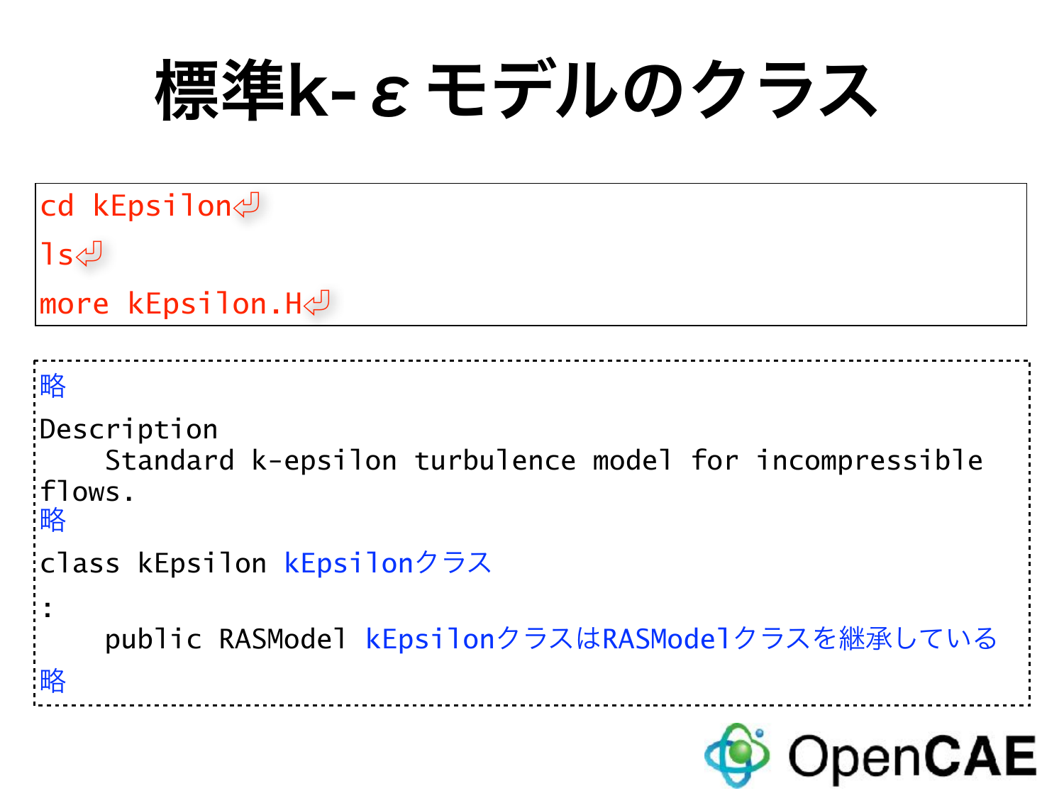# 標準k-εモデルのクラス

```
cd kEpsilon⏎
ls⏎
more kEpsilon.H⏎
```

```
略
Description
    Standard k-epsilon turbulence model for incompressible
flows.
略
class kEpsilon kEpsilonクラス
:
    public RASModel kEpsilonクラスはRASModelクラスを継承している
略
```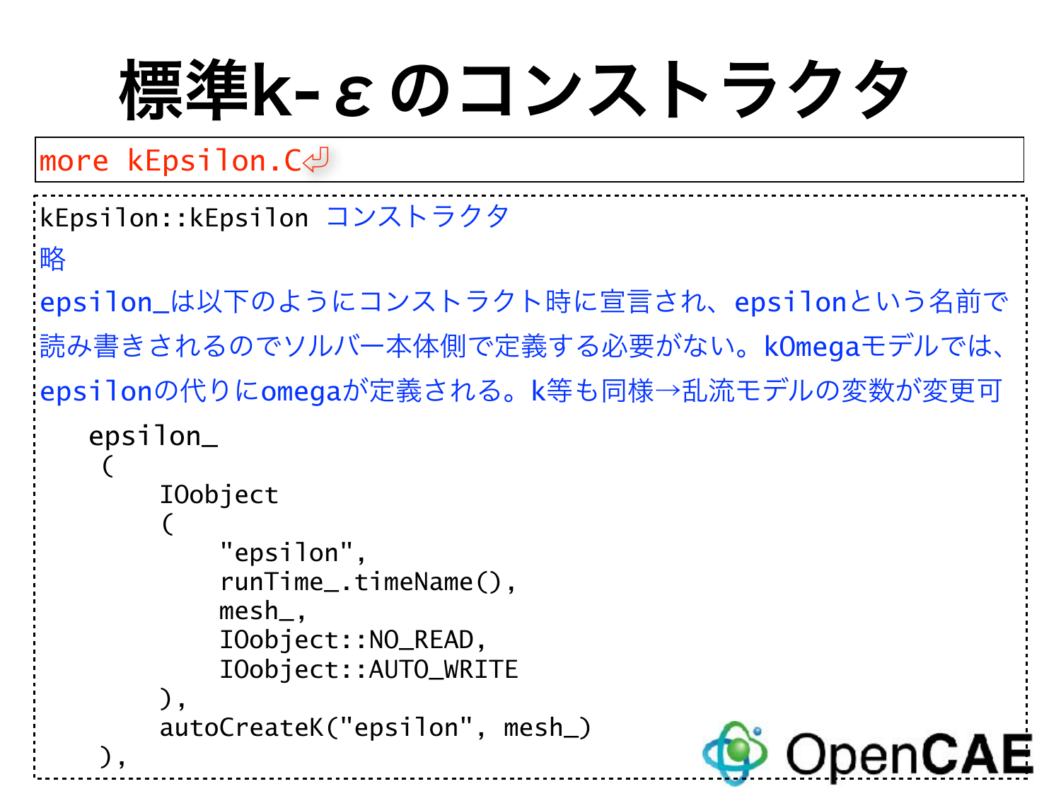# 標準k-εのコンストラクタ

```
more kEpsilon.C⏎
```

kEpsilon::kEpsilon コンストラクタ

略

epsilon_は以下のようにコンストラクト時に宣言され、epsilonという名前で読み書きされるのでソルバー本体側で定義する必要がない。kOmegaモデルでは、epsilonの代りにomegaが定義される。k等も同様→乱流モデルの変数が変更可

```
    epsilon_
     (
         IOobject
         (
             "epsilon",
             runTime_.timeName(),
             mesh_,
             IOobject::NO_READ,
             IOobject::AUTO_WRITE
         ),
         autoCreateK("epsilon", mesh_)
     ),
```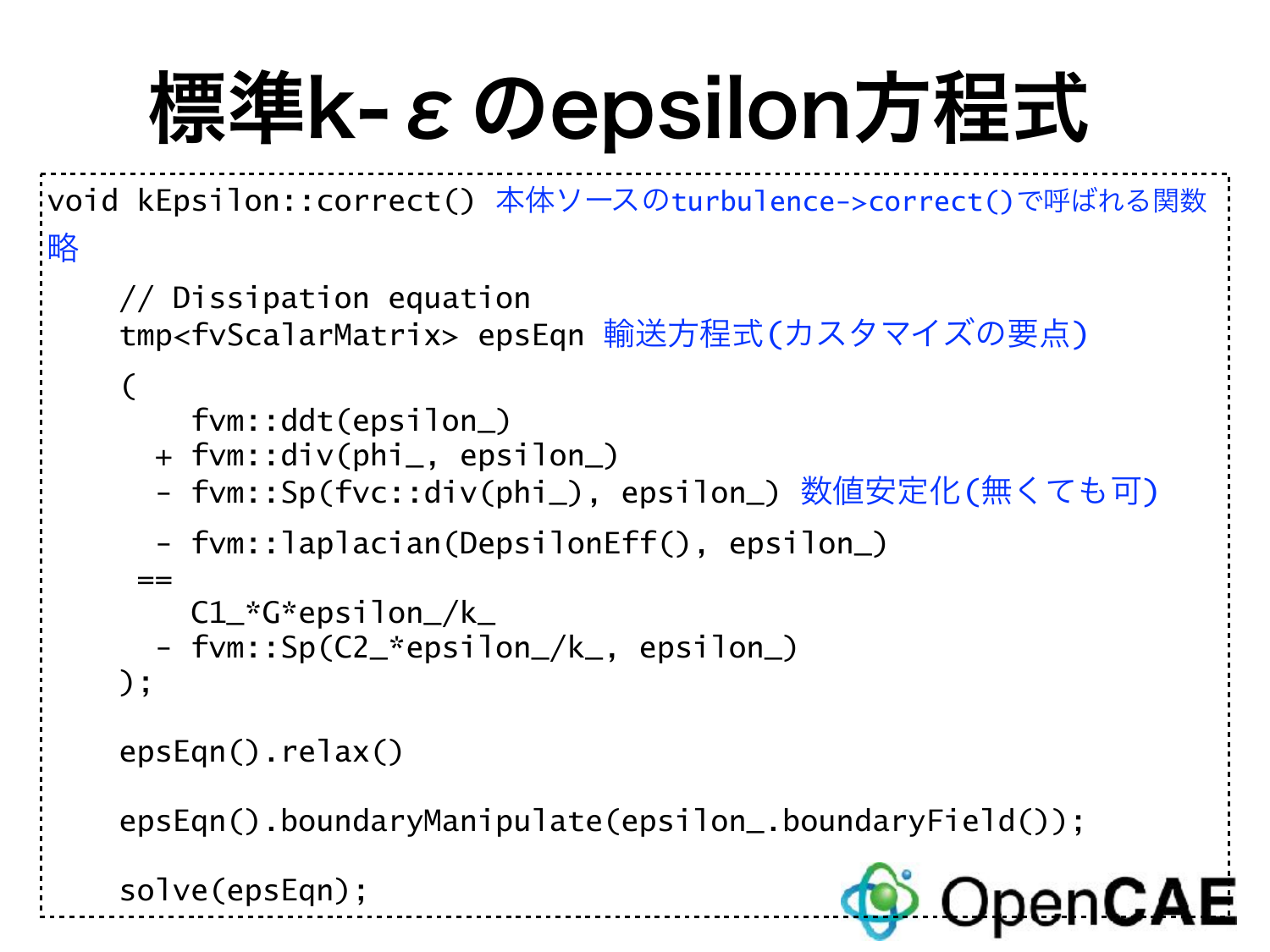# 標準k-εのepsilon方程式

```
void kEpsilon::correct() 本体ソースのturbulence->correct()で呼ばれる関数
略

    // Dissipation equation
    tmp<fvScalarMatrix> epsEqn 輸送方程式(カスタマイズの要点)
    (
        fvm::ddt(epsilon_)
      + fvm::div(phi_, epsilon_)
      - fvm::Sp(fvc::div(phi_), epsilon_) 数値安定化(無くても可)
      - fvm::laplacian(DepsilonEff(), epsilon_)
     ==
        C1_*G*epsilon_/k_
      - fvm::Sp(C2_*epsilon_/k_, epsilon_)
    );

    epsEqn().relax()

    epsEqn().boundaryManipulate(epsilon_.boundaryField());

    solve(epsEqn);
```

OpenCAE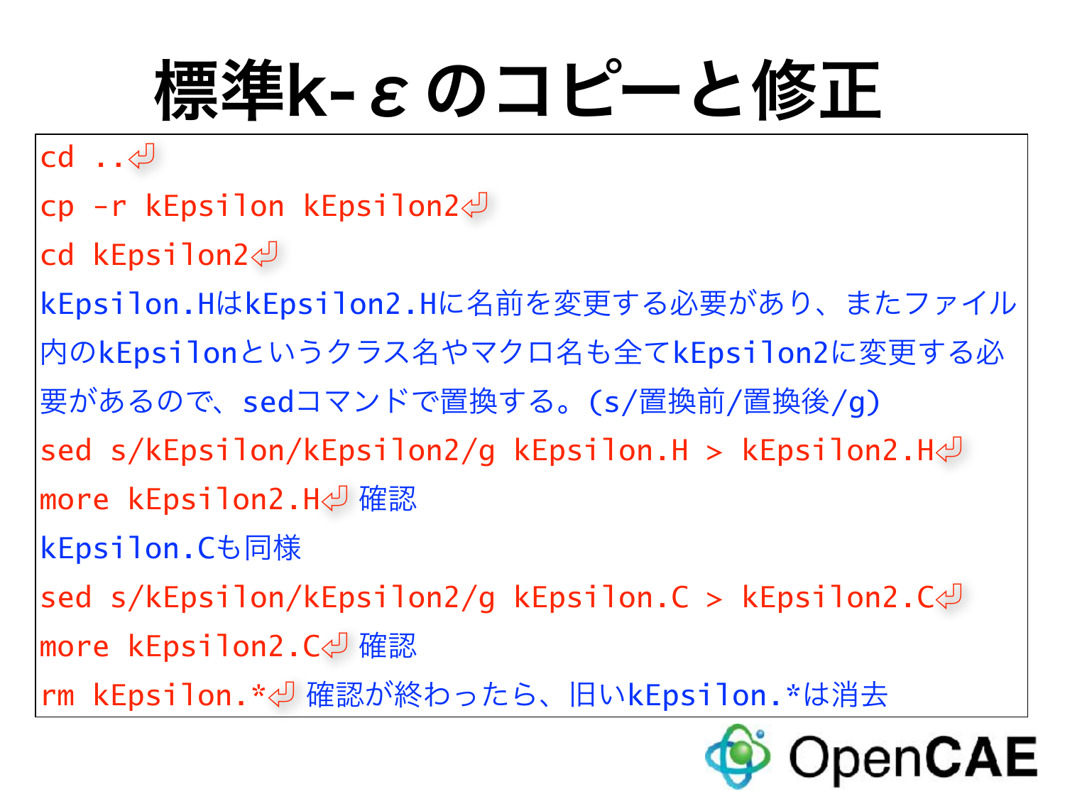# 標準k-εのコピーと修正

```
cd ..⏎
cp -r kEpsilon kEpsilon2⏎
cd kEpsilon2⏎
```

kEpsilon.HはkEpsilon2.Hに名前を変更する必要があり、またファイル内のkEpsilonというクラス名やマクロ名も全てkEpsilon2に変更する必要があるので、sedコマンドで置換する。(s/置換前/置換後/g)

```
sed s/kEpsilon/kEpsilon2/g kEpsilon.H > kEpsilon2.H⏎
more kEpsilon2.H⏎
```

確認

kEpsilon.Cも同様

```
sed s/kEpsilon/kEpsilon2/g kEpsilon.C > kEpsilon2.C⏎
more kEpsilon2.C⏎
```

確認

```
rm kEpsilon.*⏎
```

確認が終わったら、旧いkEpsilon.*は消去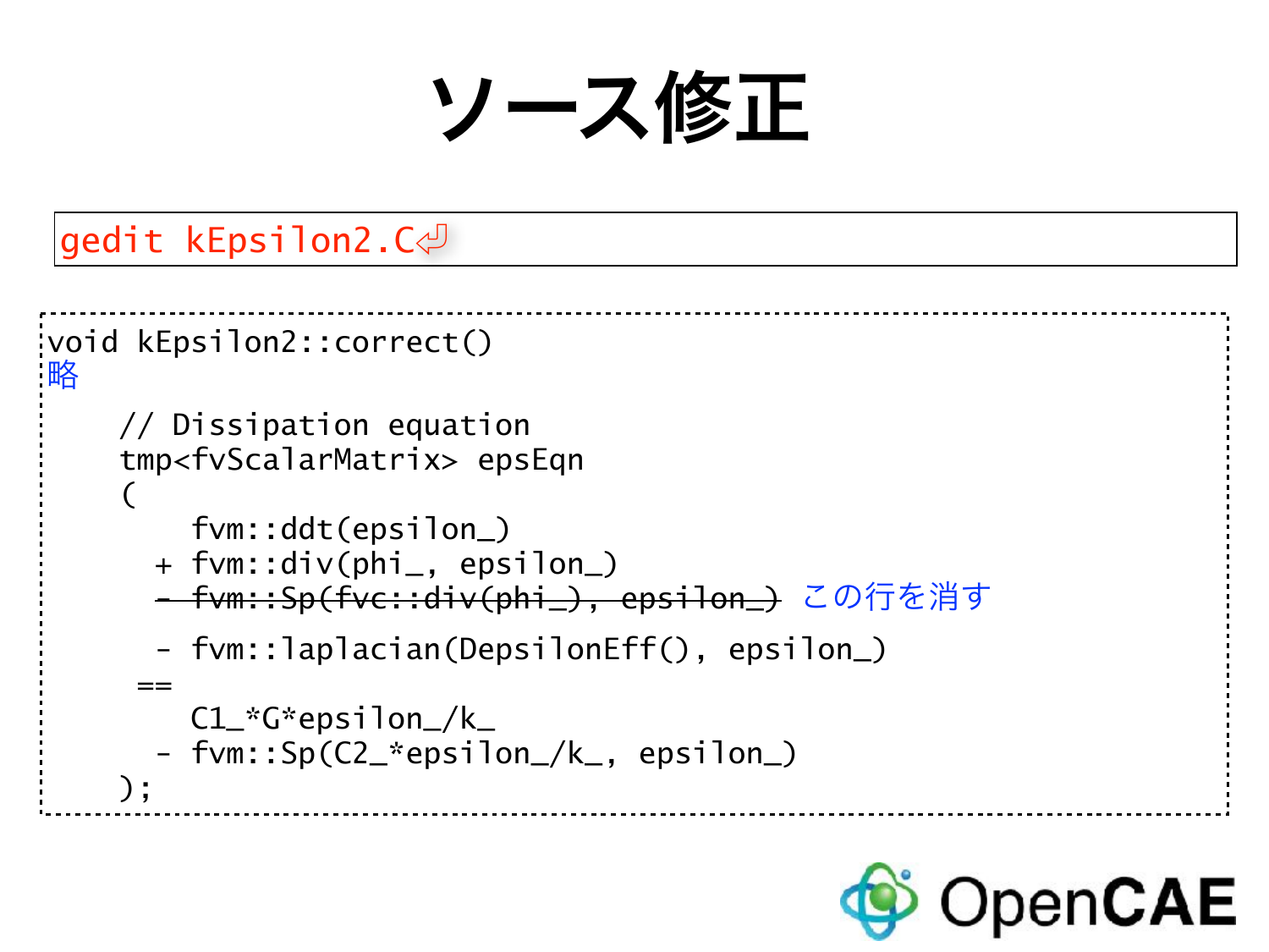# ソース修正

```
gedit kEpsilon2.C⏎
```

```
void kEpsilon2::correct()
略

    // Dissipation equation
    tmp<fvScalarMatrix> epsEqn
    (
        fvm::ddt(epsilon_)
      + fvm::div(phi_, epsilon_)
      - fvm::Sp(fvc::div(phi_), epsilon_)   この行を消す
      - fvm::laplacian(DepsilonEff(), epsilon_)
     ==
        C1_*G*epsilon_/k_
      - fvm::Sp(C2_*epsilon_/k_, epsilon_)
    );
```

OpenCAE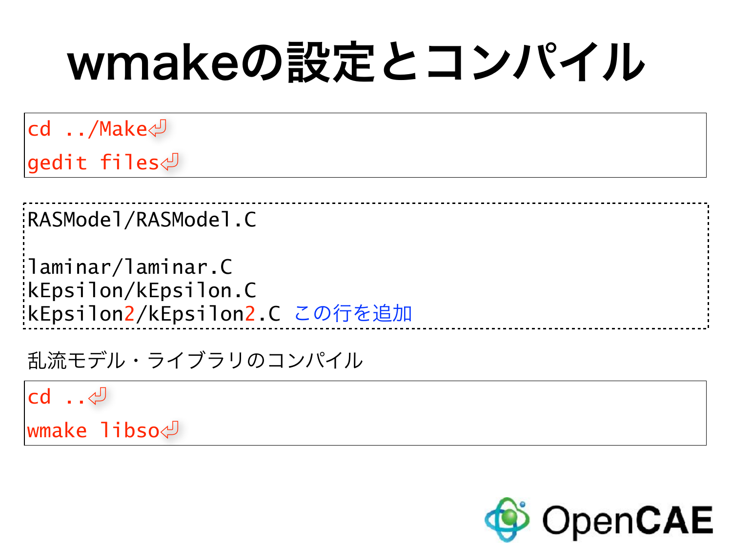# wmakeの設定とコンパイル

```
cd ../Make⏎
gedit files⏎
```

```
RASModel/RASModel.C

laminar/laminar.C
kEpsilon/kEpsilon.C
kEpsilon2/kEpsilon2.C この行を追加
```

乱流モデル・ライブラリのコンパイル

```
cd ..⏎
wmake libso⏎
```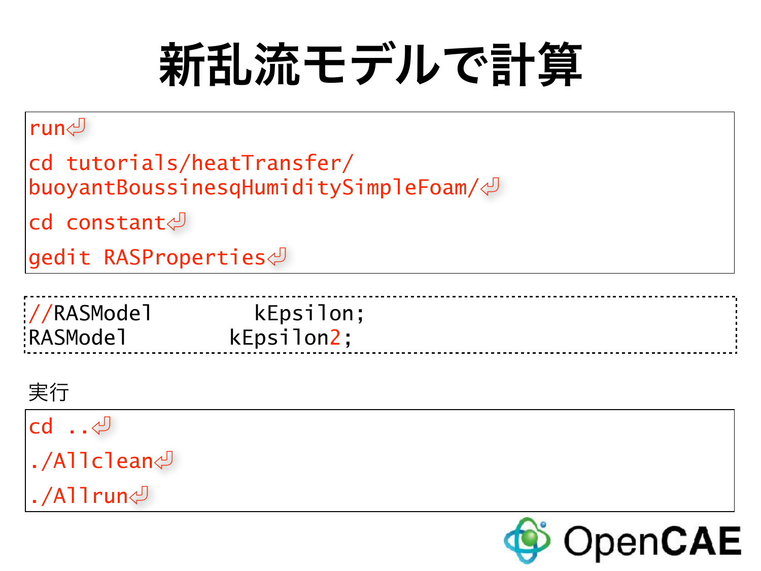# 新乱流モデルで計算

```
run⏎
cd tutorials/heatTransfer/
buoyantBoussinesqHumiditySimpleFoam/⏎
cd constant⏎
gedit RASProperties⏎
```

```
//RASModel        kEpsilon;
RASModel        kEpsilon2;
```

実行

```
cd ..⏎
./Allclean⏎
./Allrun⏎
```

OpenCAE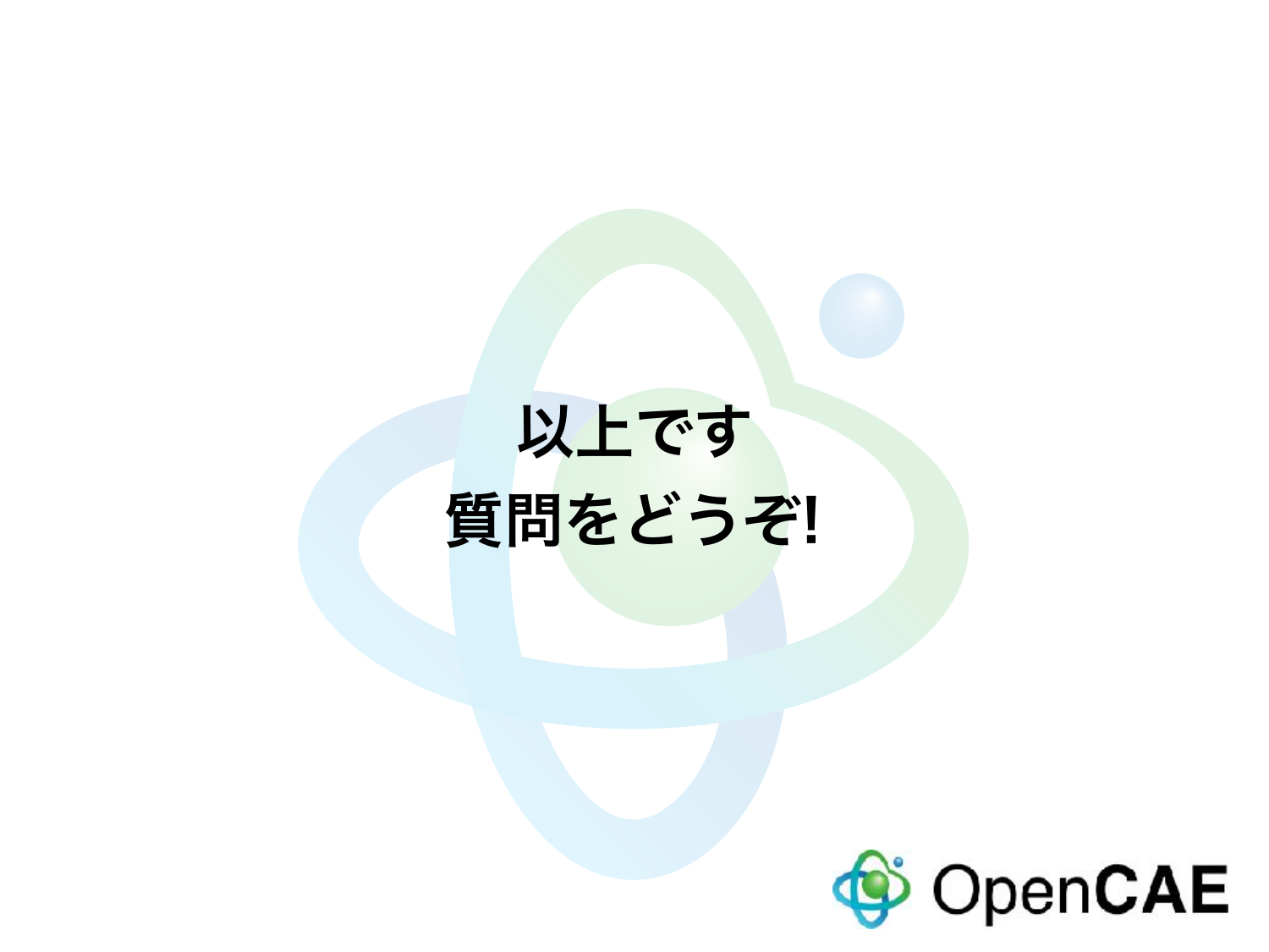# 以上です
# 質問をどうぞ!

OpenCAE